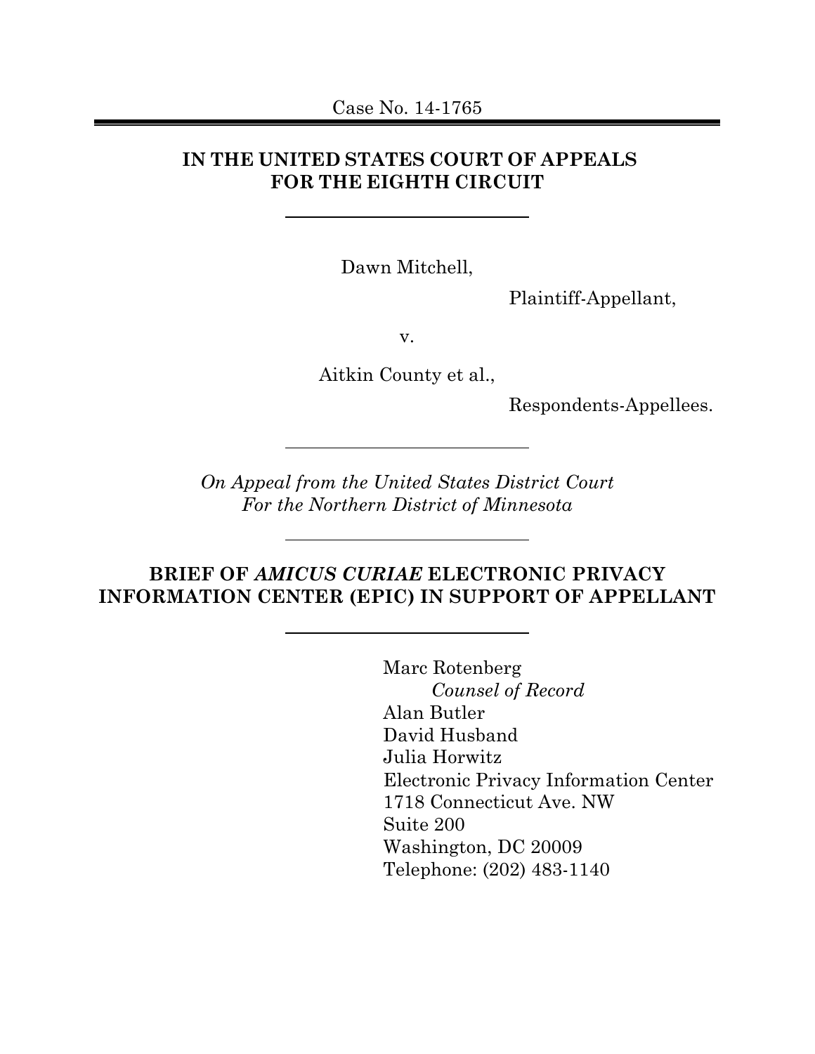Case No. 14-1765

---

**IN THE UNITED STATES COURT OF APPEALS**
**FOR THE EIGHTH CIRCUIT**

---

Dawn Mitchell,

Plaintiff-Appellant,

v.

Aitkin County et al.,

Respondents-Appellees.

---

*On Appeal from the United States District Court*
*For the Northern District of Minnesota*

---

**BRIEF OF *AMICUS CURIAE* ELECTRONIC PRIVACY INFORMATION CENTER (EPIC) IN SUPPORT OF APPELLANT**

---

Marc Rotenberg
*Counsel of Record*
Alan Butler
David Husband
Julia Horwitz
Electronic Privacy Information Center
1718 Connecticut Ave. NW
Suite 200
Washington, DC 20009
Telephone: (202) 483-1140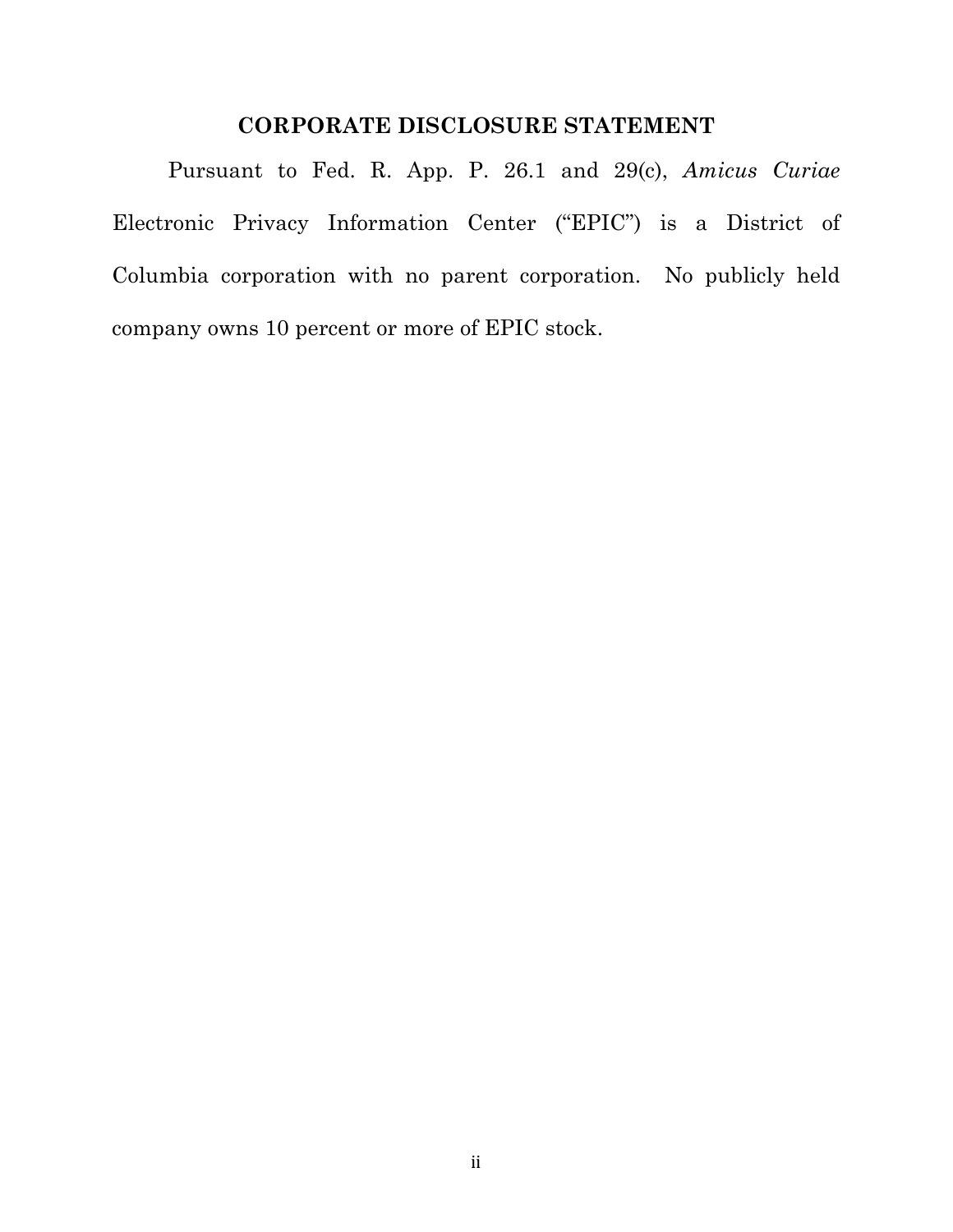## CORPORATE DISCLOSURE STATEMENT

Pursuant to Fed. R. App. P. 26.1 and 29(c), *Amicus Curiae* Electronic Privacy Information Center ("EPIC") is a District of Columbia corporation with no parent corporation. No publicly held company owns 10 percent or more of EPIC stock.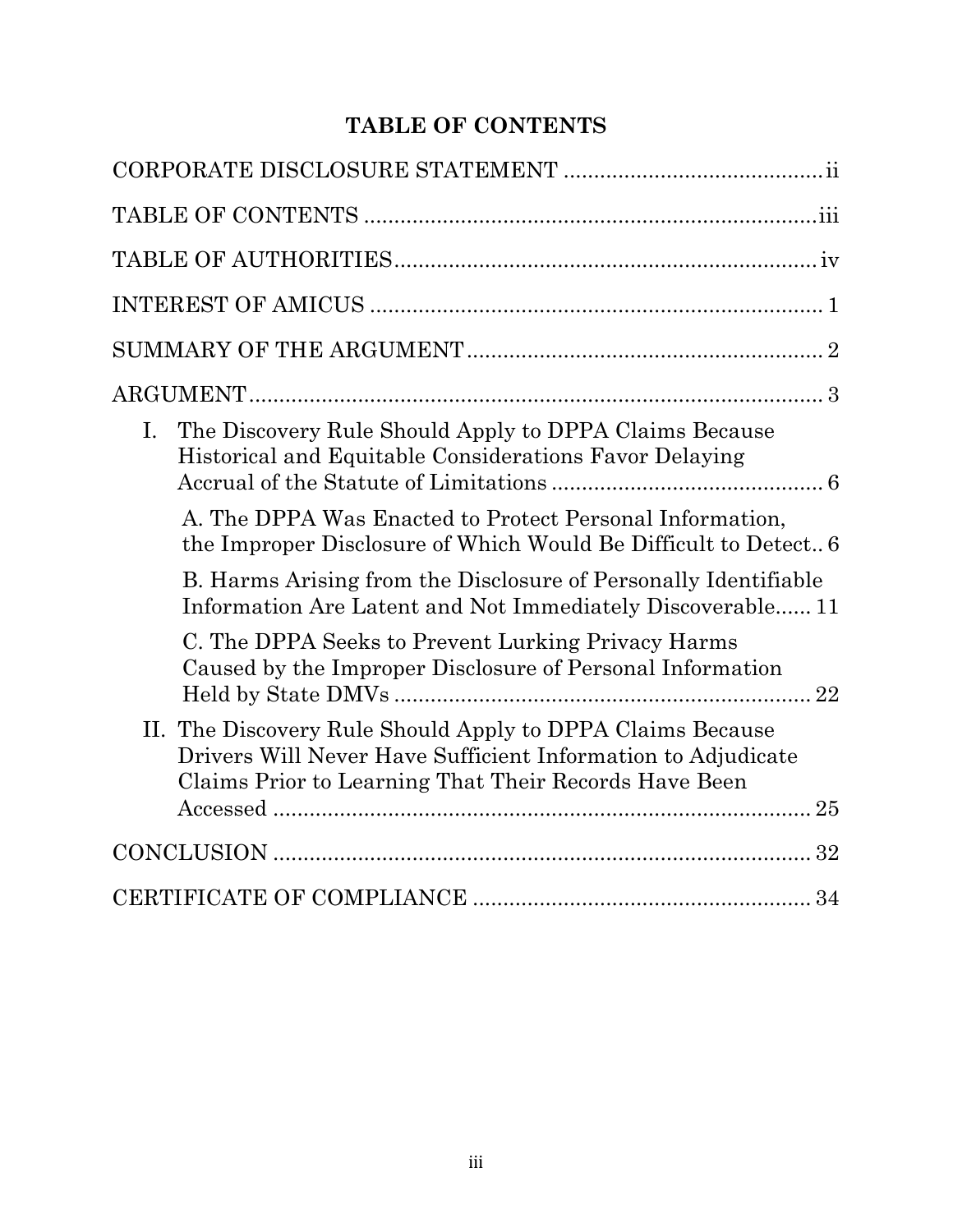# TABLE OF CONTENTS

CORPORATE DISCLOSURE STATEMENT ........................................... ii

TABLE OF CONTENTS ........................................................................... iii

TABLE OF AUTHORITIES ...................................................................... iv

INTEREST OF AMICUS ........................................................................... 1

SUMMARY OF THE ARGUMENT ........................................................... 2

ARGUMENT ............................................................................................... 3

I. The Discovery Rule Should Apply to DPPA Claims Because Historical and Equitable Considerations Favor Delaying Accrual of the Statute of Limitations ............................................. 6

   A. The DPPA Was Enacted to Protect Personal Information, the Improper Disclosure of Which Would Be Difficult to Detect.. 6

   B. Harms Arising from the Disclosure of Personally Identifiable Information Are Latent and Not Immediately Discoverable...... 11

   C. The DPPA Seeks to Prevent Lurking Privacy Harms Caused by the Improper Disclosure of Personal Information Held by State DMVs ...................................................................... 22

II. The Discovery Rule Should Apply to DPPA Claims Because Drivers Will Never Have Sufficient Information to Adjudicate Claims Prior to Learning That Their Records Have Been Accessed ........................................................................................... 25

CONCLUSION ......................................................................................... 32

CERTIFICATE OF COMPLIANCE ....................................................... 34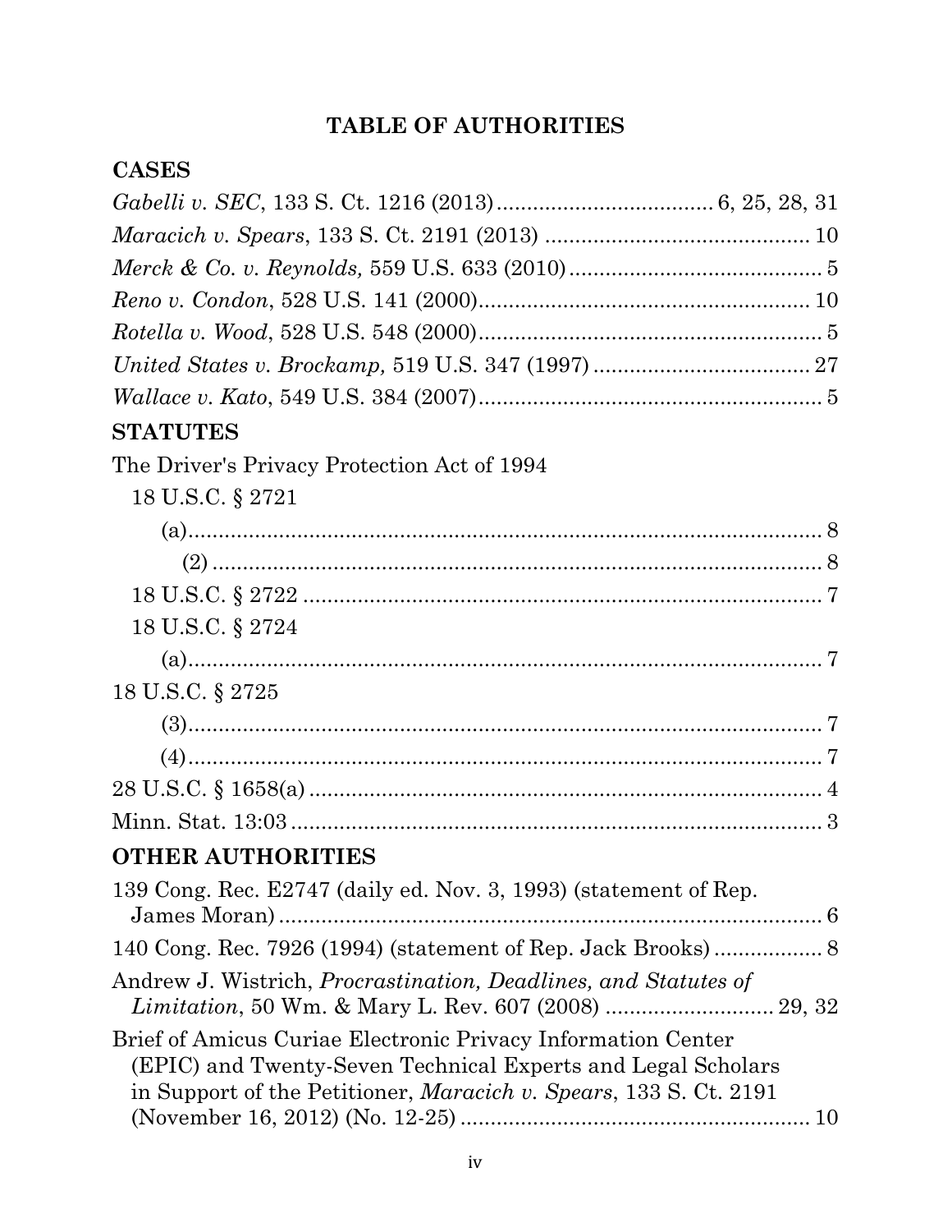# TABLE OF AUTHORITIES

## CASES

*Gabelli v. SEC*, 133 S. Ct. 1216 (2013) .................................... 6, 25, 28, 31

*Maracich v. Spears*, 133 S. Ct. 2191 (2013) ............................................ 10

*Merck & Co. v. Reynolds,* 559 U.S. 633 (2010) .......................................... 5

*Reno v. Condon*, 528 U.S. 141 (2000) ...................................................... 10

*Rotella v. Wood*, 528 U.S. 548 (2000) ......................................................... 5

*United States v. Brockamp,* 519 U.S. 347 (1997) .................................... 27

*Wallace v. Kato*, 549 U.S. 384 (2007) ......................................................... 5

## STATUTES

The Driver's Privacy Protection Act of 1994

- 18 U.S.C. § 2721
  - (a) ......................................................................................................... 8
    - (2) ..................................................................................................... 8
- 18 U.S.C. § 2722 ......................................................................................... 7
- 18 U.S.C. § 2724
  - (a) ......................................................................................................... 7

18 U.S.C. § 2725

- (3) ........................................................................................................... 7
- (4) ........................................................................................................... 7

28 U.S.C. § 1658(a) ...................................................................................... 4

Minn. Stat. 13:03 .......................................................................................... 3

## OTHER AUTHORITIES

139 Cong. Rec. E2747 (daily ed. Nov. 3, 1993) (statement of Rep. James Moran) ........................................................................................... 6

140 Cong. Rec. 7926 (1994) (statement of Rep. Jack Brooks) .................. 8

Andrew J. Wistrich, *Procrastination, Deadlines, and Statutes of Limitation*, 50 Wm. & Mary L. Rev. 607 (2008) ............................ 29, 32

Brief of Amicus Curiae Electronic Privacy Information Center (EPIC) and Twenty-Seven Technical Experts and Legal Scholars in Support of the Petitioner, *Maracich v. Spears*, 133 S. Ct. 2191 (November 16, 2012) (No. 12-25) ......................................................... 10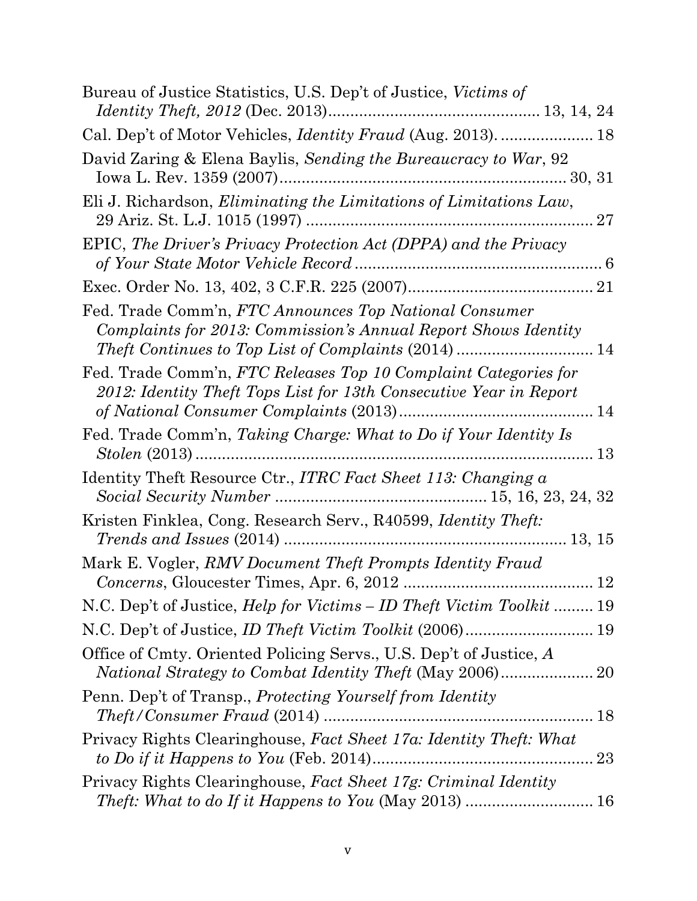Bureau of Justice Statistics, U.S. Dep't of Justice, *Victims of Identity Theft, 2012* (Dec. 2013)............................................ 13, 14, 24

Cal. Dep't of Motor Vehicles, *Identity Fraud* (Aug. 2013). .................... 18

David Zaring & Elena Baylis, *Sending the Bureaucracy to War*, 92 Iowa L. Rev. 1359 (2007)................................................................ 30, 31

Eli J. Richardson, *Eliminating the Limitations of Limitations Law*, 29 Ariz. St. L.J. 1015 (1997) ................................................................ 27

EPIC, *The Driver's Privacy Protection Act (DPPA) and the Privacy of Your State Motor Vehicle Record* ........................................................ 6

Exec. Order No. 13, 402, 3 C.F.R. 225 (2007).......................................... 21

Fed. Trade Comm'n, *FTC Announces Top National Consumer Complaints for 2013: Commission's Annual Report Shows Identity Theft Continues to Top List of Complaints* (2014) ............................... 14

Fed. Trade Comm'n, *FTC Releases Top 10 Complaint Categories for 2012: Identity Theft Tops List for 13th Consecutive Year in Report of National Consumer Complaints* (2013)............................................ 14

Fed. Trade Comm'n, *Taking Charge: What to Do if Your Identity Is Stolen* (2013) ........................................................................................ 13

Identity Theft Resource Ctr., *ITRC Fact Sheet 113: Changing a Social Security Number* ............................................... 15, 16, 23, 24, 32

Kristen Finklea, Cong. Research Serv., R40599, *Identity Theft: Trends and Issues* (2014) ................................................................ 13, 15

Mark E. Vogler, *RMV Document Theft Prompts Identity Fraud Concerns*, Gloucester Times, Apr. 6, 2012 .......................................... 12

N.C. Dep't of Justice, *Help for Victims – ID Theft Victim Toolkit* ......... 19

N.C. Dep't of Justice, *ID Theft Victim Toolkit* (2006)............................ 19

Office of Cmty. Oriented Policing Servs., U.S. Dep't of Justice, *A National Strategy to Combat Identity Theft* (May 2006).................... 20

Penn. Dep't of Transp., *Protecting Yourself from Identity Theft/Consumer Fraud* (2014) ............................................................ 18

Privacy Rights Clearinghouse, *Fact Sheet 17a: Identity Theft: What to Do if it Happens to You* (Feb. 2014).................................................. 23

Privacy Rights Clearinghouse, *Fact Sheet 17g: Criminal Identity Theft: What to do If it Happens to You* (May 2013) ............................ 16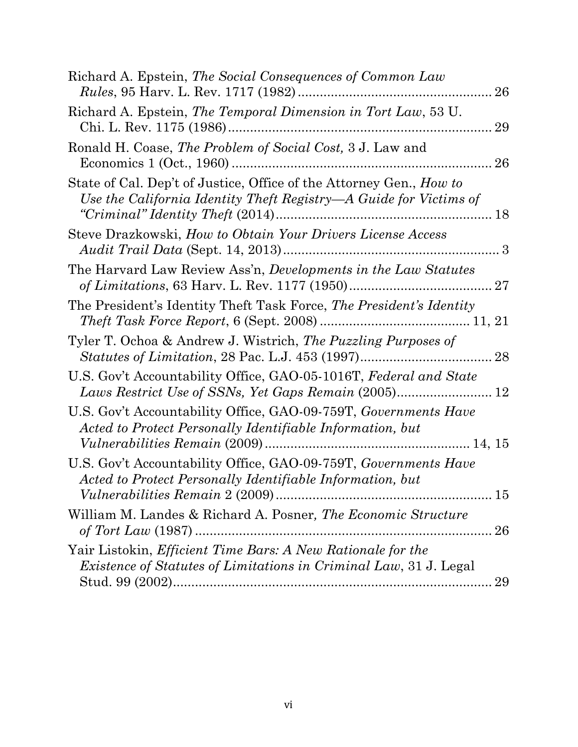Richard A. Epstein, *The Social Consequences of Common Law Rules*, 95 Harv. L. Rev. 1717 (1982) ..................................................... 26

Richard A. Epstein, *The Temporal Dimension in Tort Law*, 53 U. Chi. L. Rev. 1175 (1986) ........................................................................ 29

Ronald H. Coase, *The Problem of Social Cost,* 3 J. Law and Economics 1 (Oct., 1960) ....................................................................... 26

State of Cal. Dep't of Justice, Office of the Attorney Gen., *How to Use the California Identity Theft Registry—A Guide for Victims of "Criminal" Identity Theft* (2014) ........................................................... 18

Steve Drazkowski, *How to Obtain Your Drivers License Access Audit Trail Data* (Sept. 14, 2013) ........................................................... 3

The Harvard Law Review Ass'n, *Developments in the Law Statutes of Limitations*, 63 Harv. L. Rev. 1177 (1950) ....................................... 27

The President's Identity Theft Task Force, *The President's Identity Theft Task Force Report*, 6 (Sept. 2008) ......................................... 11, 21

Tyler T. Ochoa & Andrew J. Wistrich, *The Puzzling Purposes of Statutes of Limitation*, 28 Pac. L.J. 453 (1997) .................................... 28

U.S. Gov't Accountability Office, GAO-05-1016T, *Federal and State Laws Restrict Use of SSNs, Yet Gaps Remain* (2005) .......................... 12

U.S. Gov't Accountability Office, GAO-09-759T, *Governments Have Acted to Protect Personally Identifiable Information, but Vulnerabilities Remain* (2009) ........................................................ 14, 15

U.S. Gov't Accountability Office, GAO-09-759T, *Governments Have Acted to Protect Personally Identifiable Information, but Vulnerabilities Remain* 2 (2009) ........................................................... 15

William M. Landes & Richard A. Posner*, The Economic Structure of Tort Law* (1987) ................................................................................ 26

Yair Listokin, *Efficient Time Bars: A New Rationale for the Existence of Statutes of Limitations in Criminal Law*, 31 J. Legal Stud. 99 (2002) ......................................................................................... 29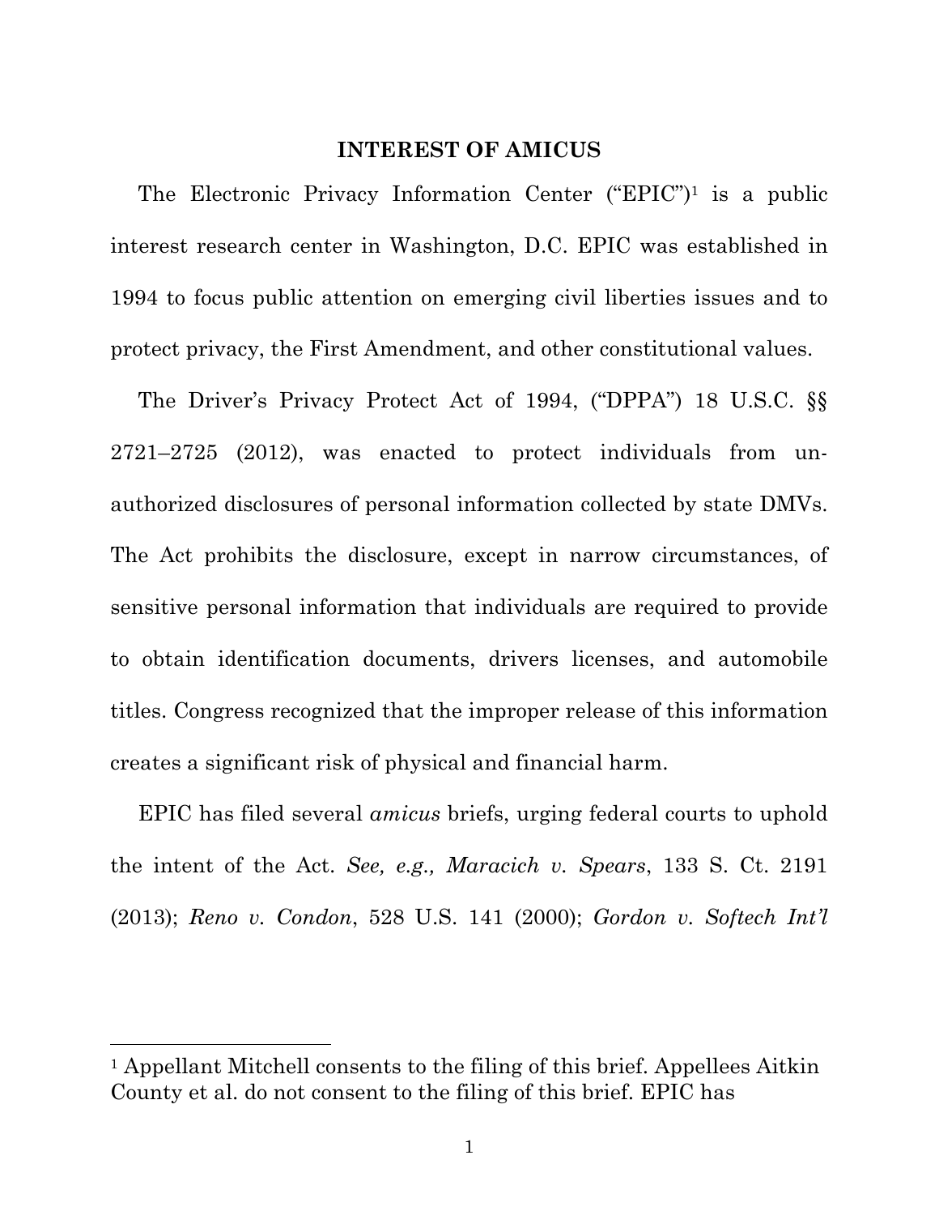## INTEREST OF AMICUS

The Electronic Privacy Information Center ("EPIC")[1] is a public interest research center in Washington, D.C. EPIC was established in 1994 to focus public attention on emerging civil liberties issues and to protect privacy, the First Amendment, and other constitutional values.

The Driver's Privacy Protect Act of 1994, ("DPPA") 18 U.S.C. §§ 2721–2725 (2012), was enacted to protect individuals from unauthorized disclosures of personal information collected by state DMVs. The Act prohibits the disclosure, except in narrow circumstances, of sensitive personal information that individuals are required to provide to obtain identification documents, drivers licenses, and automobile titles. Congress recognized that the improper release of this information creates a significant risk of physical and financial harm.

EPIC has filed several *amicus* briefs, urging federal courts to uphold the intent of the Act. *See, e.g., Maracich v. Spears*, 133 S. Ct. 2191 (2013); *Reno v. Condon*, 528 U.S. 141 (2000); *Gordon v. Softech Int'l*

---

[1] Appellant Mitchell consents to the filing of this brief. Appellees Aitkin County et al. do not consent to the filing of this brief. EPIC has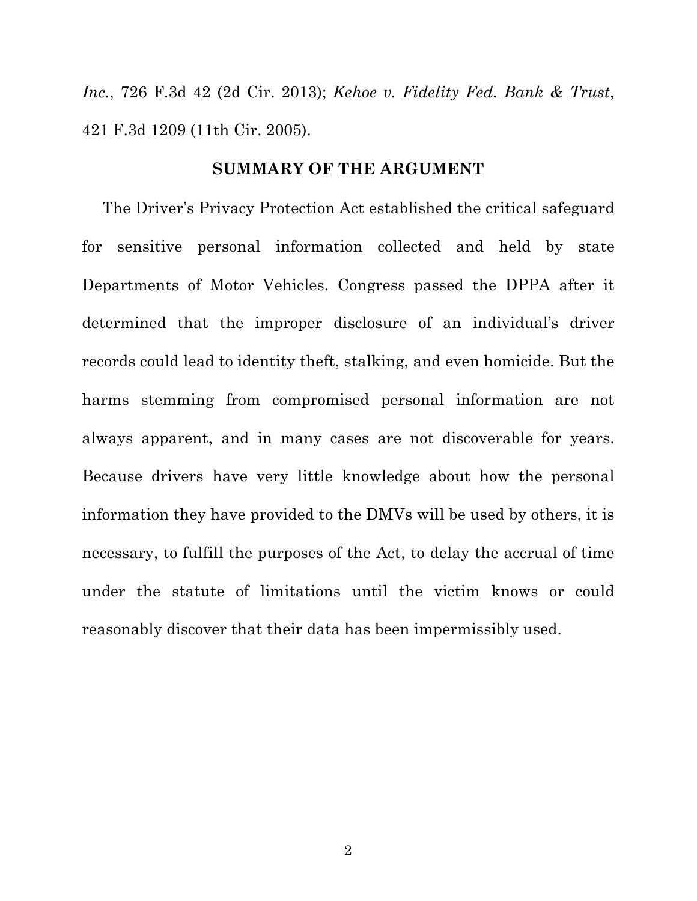*Inc.*, 726 F.3d 42 (2d Cir. 2013); *Kehoe v. Fidelity Fed. Bank & Trust*, 421 F.3d 1209 (11th Cir. 2005).

## SUMMARY OF THE ARGUMENT

The Driver's Privacy Protection Act established the critical safeguard for sensitive personal information collected and held by state Departments of Motor Vehicles. Congress passed the DPPA after it determined that the improper disclosure of an individual's driver records could lead to identity theft, stalking, and even homicide. But the harms stemming from compromised personal information are not always apparent, and in many cases are not discoverable for years. Because drivers have very little knowledge about how the personal information they have provided to the DMVs will be used by others, it is necessary, to fulfill the purposes of the Act, to delay the accrual of time under the statute of limitations until the victim knows or could reasonably discover that their data has been impermissibly used.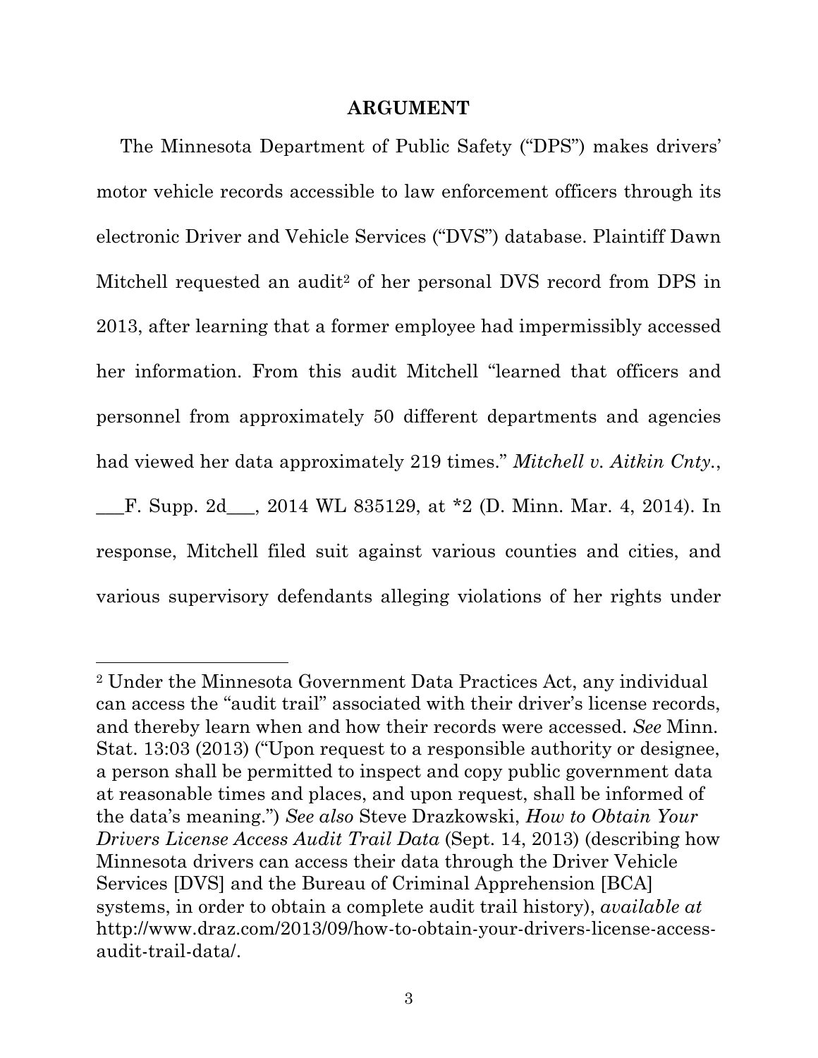## ARGUMENT

The Minnesota Department of Public Safety ("DPS") makes drivers' motor vehicle records accessible to law enforcement officers through its electronic Driver and Vehicle Services ("DVS") database. Plaintiff Dawn Mitchell requested an audit[2] of her personal DVS record from DPS in 2013, after learning that a former employee had impermissibly accessed her information. From this audit Mitchell "learned that officers and personnel from approximately 50 different departments and agencies had viewed her data approximately 219 times." *Mitchell v. Aitkin Cnty.*, ___F. Supp. 2d___, 2014 WL 835129, at *2 (D. Minn. Mar. 4, 2014). In response, Mitchell filed suit against various counties and cities, and various supervisory defendants alleging violations of her rights under

---

[2] Under the Minnesota Government Data Practices Act, any individual can access the "audit trail" associated with their driver's license records, and thereby learn when and how their records were accessed. *See* Minn. Stat. 13:03 (2013) ("Upon request to a responsible authority or designee, a person shall be permitted to inspect and copy public government data at reasonable times and places, and upon request, shall be informed of the data's meaning.") *See also* Steve Drazkowski, *How to Obtain Your Drivers License Access Audit Trail Data* (Sept. 14, 2013) (describing how Minnesota drivers can access their data through the Driver Vehicle Services [DVS] and the Bureau of Criminal Apprehension [BCA] systems, in order to obtain a complete audit trail history), *available at* http://www.draz.com/2013/09/how-to-obtain-your-drivers-license-access-audit-trail-data/.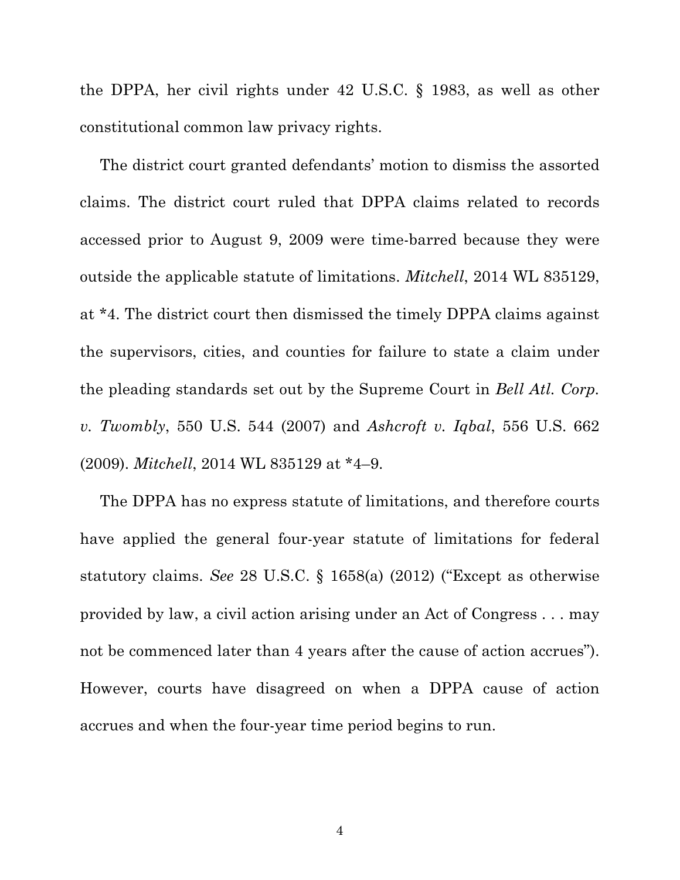the DPPA, her civil rights under 42 U.S.C. § 1983, as well as other constitutional common law privacy rights.

The district court granted defendants' motion to dismiss the assorted claims. The district court ruled that DPPA claims related to records accessed prior to August 9, 2009 were time-barred because they were outside the applicable statute of limitations. *Mitchell*, 2014 WL 835129, at *4. The district court then dismissed the timely DPPA claims against the supervisors, cities, and counties for failure to state a claim under the pleading standards set out by the Supreme Court in *Bell Atl. Corp. v. Twombly*, 550 U.S. 544 (2007) and *Ashcroft v. Iqbal*, 556 U.S. 662 (2009). *Mitchell*, 2014 WL 835129 at *4–9.

The DPPA has no express statute of limitations, and therefore courts have applied the general four-year statute of limitations for federal statutory claims. *See* 28 U.S.C. § 1658(a) (2012) ("Except as otherwise provided by law, a civil action arising under an Act of Congress . . . may not be commenced later than 4 years after the cause of action accrues"). However, courts have disagreed on when a DPPA cause of action accrues and when the four-year time period begins to run.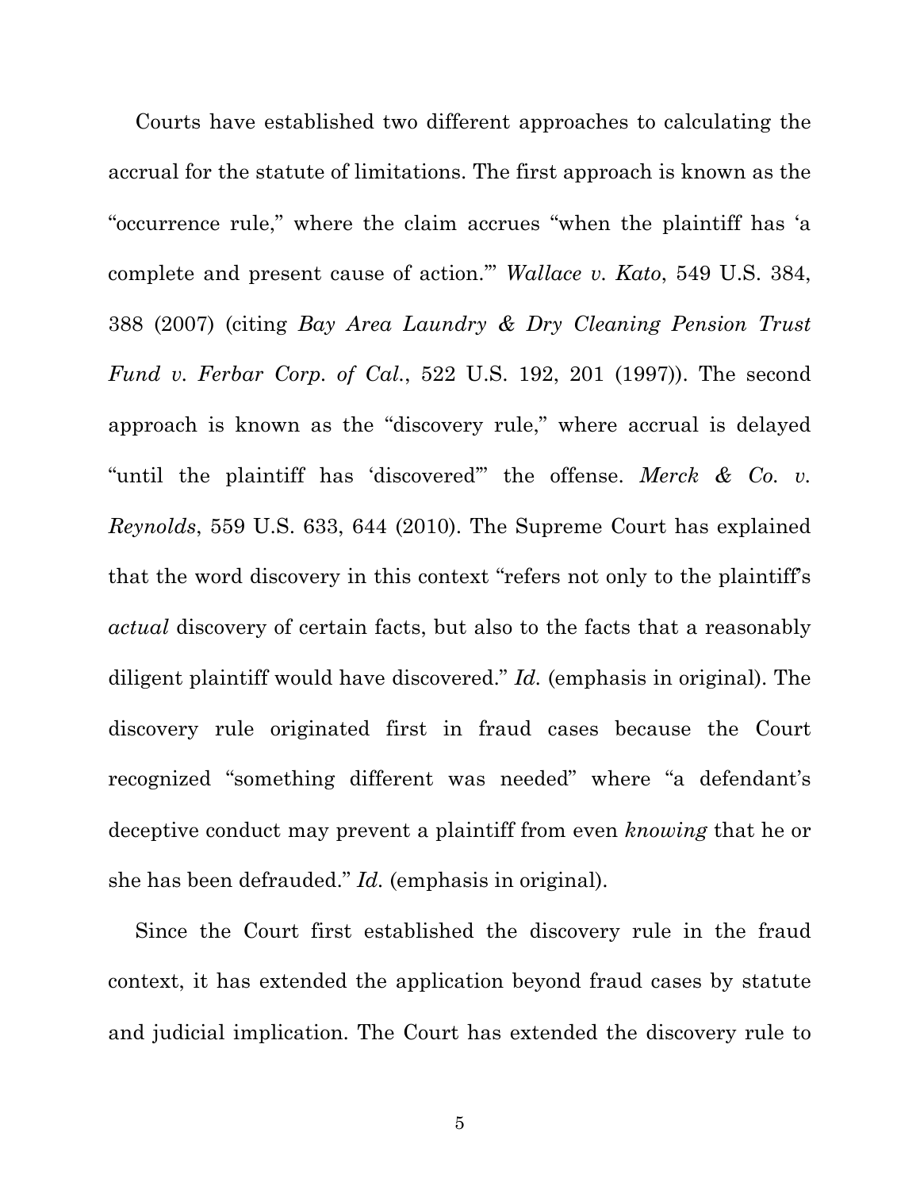Courts have established two different approaches to calculating the accrual for the statute of limitations. The first approach is known as the "occurrence rule," where the claim accrues "when the plaintiff has 'a complete and present cause of action.'" *Wallace v. Kato*, 549 U.S. 384, 388 (2007) (citing *Bay Area Laundry & Dry Cleaning Pension Trust Fund v. Ferbar Corp. of Cal.*, 522 U.S. 192, 201 (1997)). The second approach is known as the "discovery rule," where accrual is delayed "until the plaintiff has 'discovered'" the offense. *Merck & Co. v. Reynolds*, 559 U.S. 633, 644 (2010). The Supreme Court has explained that the word discovery in this context "refers not only to the plaintiff's *actual* discovery of certain facts, but also to the facts that a reasonably diligent plaintiff would have discovered." *Id.* (emphasis in original). The discovery rule originated first in fraud cases because the Court recognized "something different was needed" where "a defendant's deceptive conduct may prevent a plaintiff from even *knowing* that he or she has been defrauded." *Id.* (emphasis in original).

Since the Court first established the discovery rule in the fraud context, it has extended the application beyond fraud cases by statute and judicial implication. The Court has extended the discovery rule to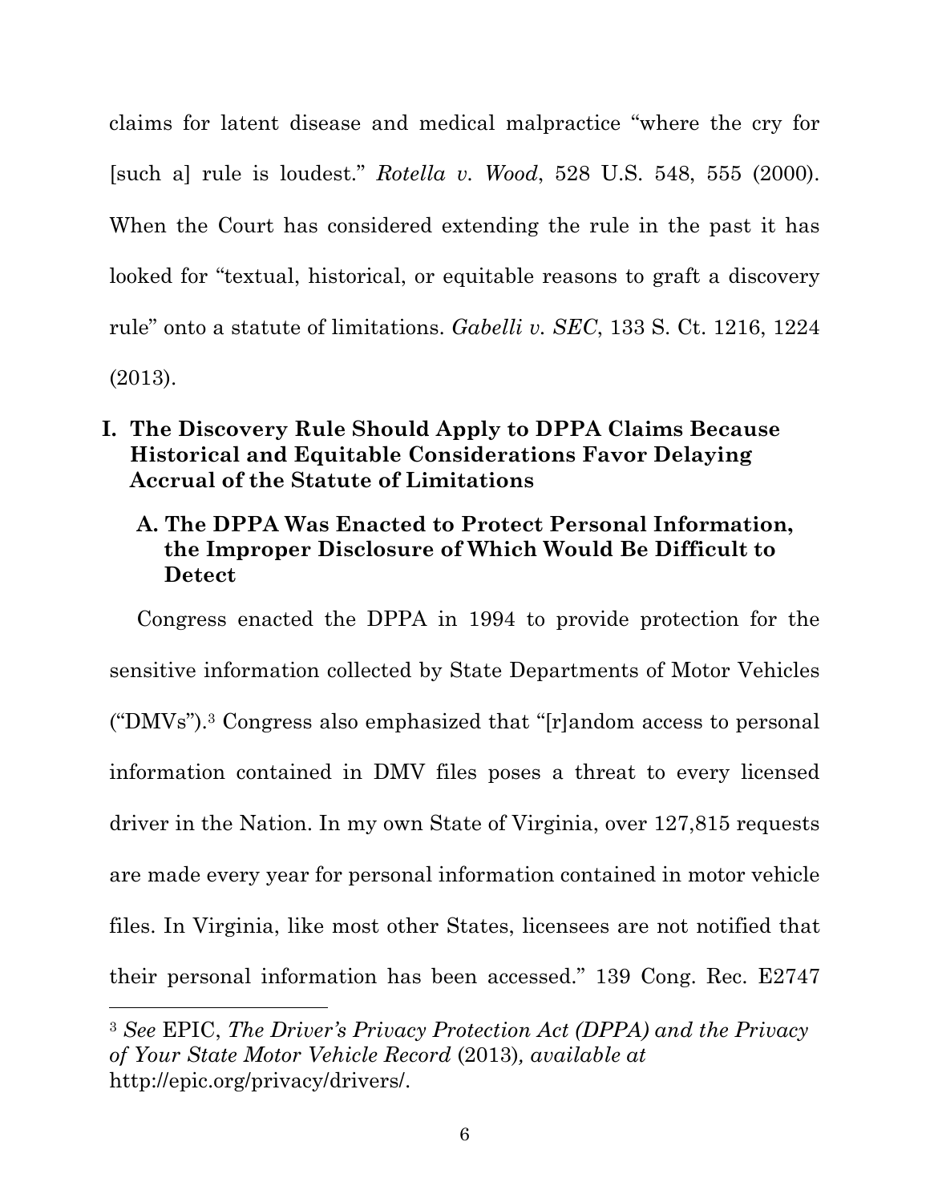claims for latent disease and medical malpractice "where the cry for [such a] rule is loudest." *Rotella v. Wood*, 528 U.S. 548, 555 (2000). When the Court has considered extending the rule in the past it has looked for "textual, historical, or equitable reasons to graft a discovery rule" onto a statute of limitations. *Gabelli v. SEC*, 133 S. Ct. 1216, 1224 (2013).

## I. The Discovery Rule Should Apply to DPPA Claims Because Historical and Equitable Considerations Favor Delaying Accrual of the Statute of Limitations

### A. The DPPA Was Enacted to Protect Personal Information, the Improper Disclosure of Which Would Be Difficult to Detect

Congress enacted the DPPA in 1994 to provide protection for the sensitive information collected by State Departments of Motor Vehicles ("DMVs").[3] Congress also emphasized that "[r]andom access to personal information contained in DMV files poses a threat to every licensed driver in the Nation. In my own State of Virginia, over 127,815 requests are made every year for personal information contained in motor vehicle files. In Virginia, like most other States, licensees are not notified that their personal information has been accessed." 139 Cong. Rec. E2747

---

[3] *See* EPIC, *The Driver's Privacy Protection Act (DPPA) and the Privacy of Your State Motor Vehicle Record* (2013)*, available at* http://epic.org/privacy/drivers/.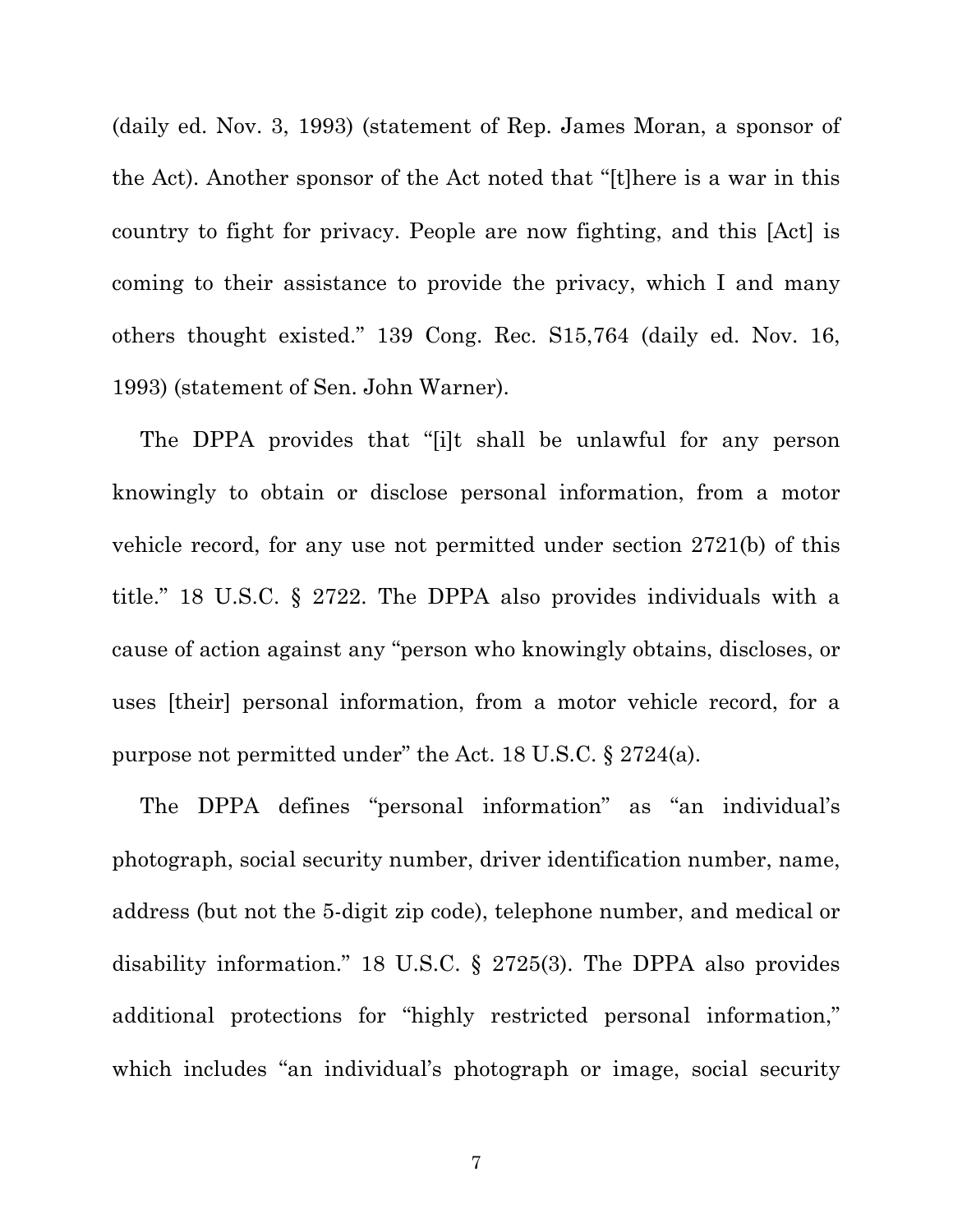(daily ed. Nov. 3, 1993) (statement of Rep. James Moran, a sponsor of the Act). Another sponsor of the Act noted that "[t]here is a war in this country to fight for privacy. People are now fighting, and this [Act] is coming to their assistance to provide the privacy, which I and many others thought existed." 139 Cong. Rec. S15,764 (daily ed. Nov. 16, 1993) (statement of Sen. John Warner).

The DPPA provides that "[i]t shall be unlawful for any person knowingly to obtain or disclose personal information, from a motor vehicle record, for any use not permitted under section 2721(b) of this title." 18 U.S.C. § 2722. The DPPA also provides individuals with a cause of action against any "person who knowingly obtains, discloses, or uses [their] personal information, from a motor vehicle record, for a purpose not permitted under" the Act. 18 U.S.C. § 2724(a).

The DPPA defines "personal information" as "an individual's photograph, social security number, driver identification number, name, address (but not the 5-digit zip code), telephone number, and medical or disability information." 18 U.S.C. § 2725(3). The DPPA also provides additional protections for "highly restricted personal information," which includes "an individual's photograph or image, social security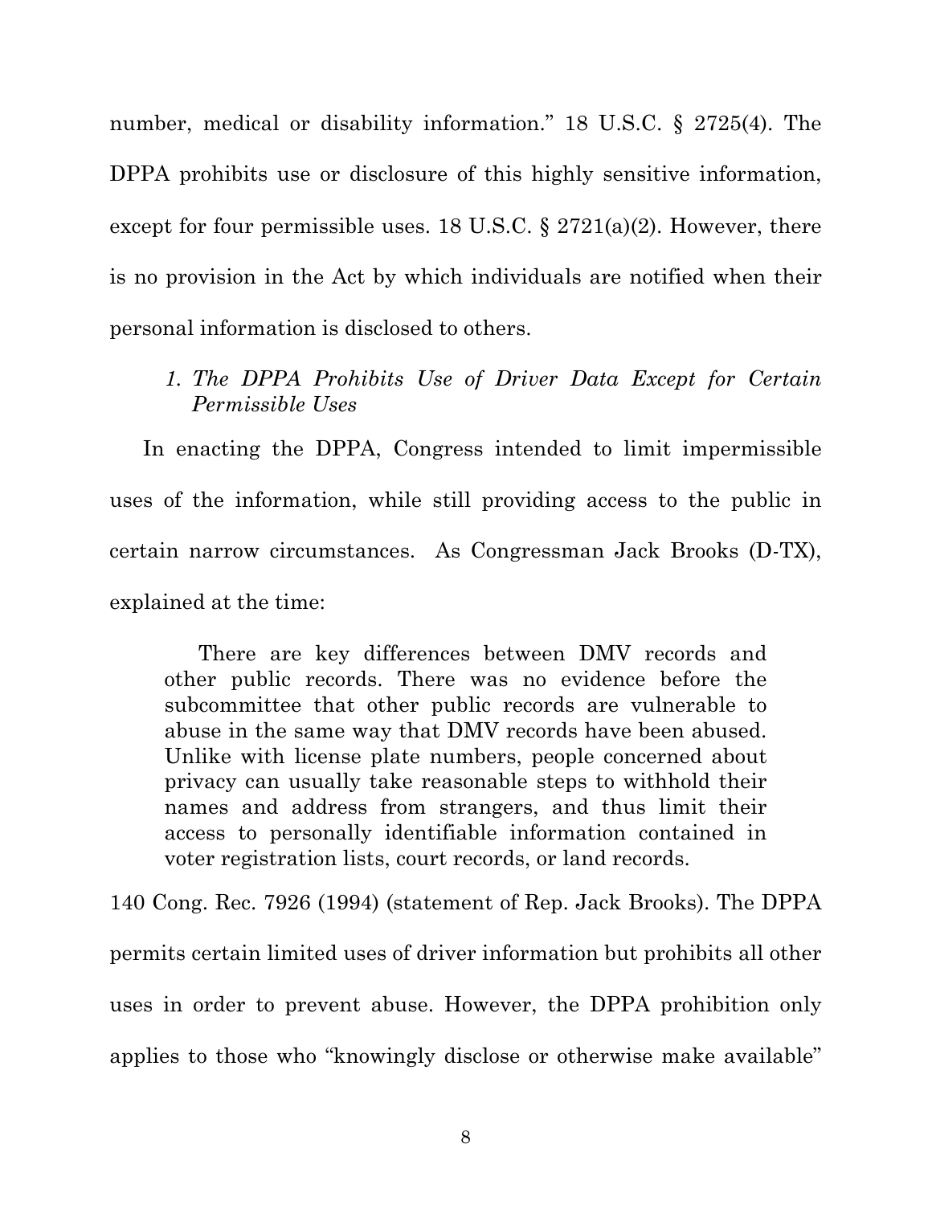number, medical or disability information." 18 U.S.C. § 2725(4). The DPPA prohibits use or disclosure of this highly sensitive information, except for four permissible uses. 18 U.S.C. § 2721(a)(2). However, there is no provision in the Act by which individuals are notified when their personal information is disclosed to others.

### *1. The DPPA Prohibits Use of Driver Data Except for Certain Permissible Uses*

In enacting the DPPA, Congress intended to limit impermissible uses of the information, while still providing access to the public in certain narrow circumstances. As Congressman Jack Brooks (D-TX), explained at the time:

> There are key differences between DMV records and other public records. There was no evidence before the subcommittee that other public records are vulnerable to abuse in the same way that DMV records have been abused. Unlike with license plate numbers, people concerned about privacy can usually take reasonable steps to withhold their names and address from strangers, and thus limit their access to personally identifiable information contained in voter registration lists, court records, or land records.

140 Cong. Rec. 7926 (1994) (statement of Rep. Jack Brooks). The DPPA permits certain limited uses of driver information but prohibits all other uses in order to prevent abuse. However, the DPPA prohibition only applies to those who "knowingly disclose or otherwise make available"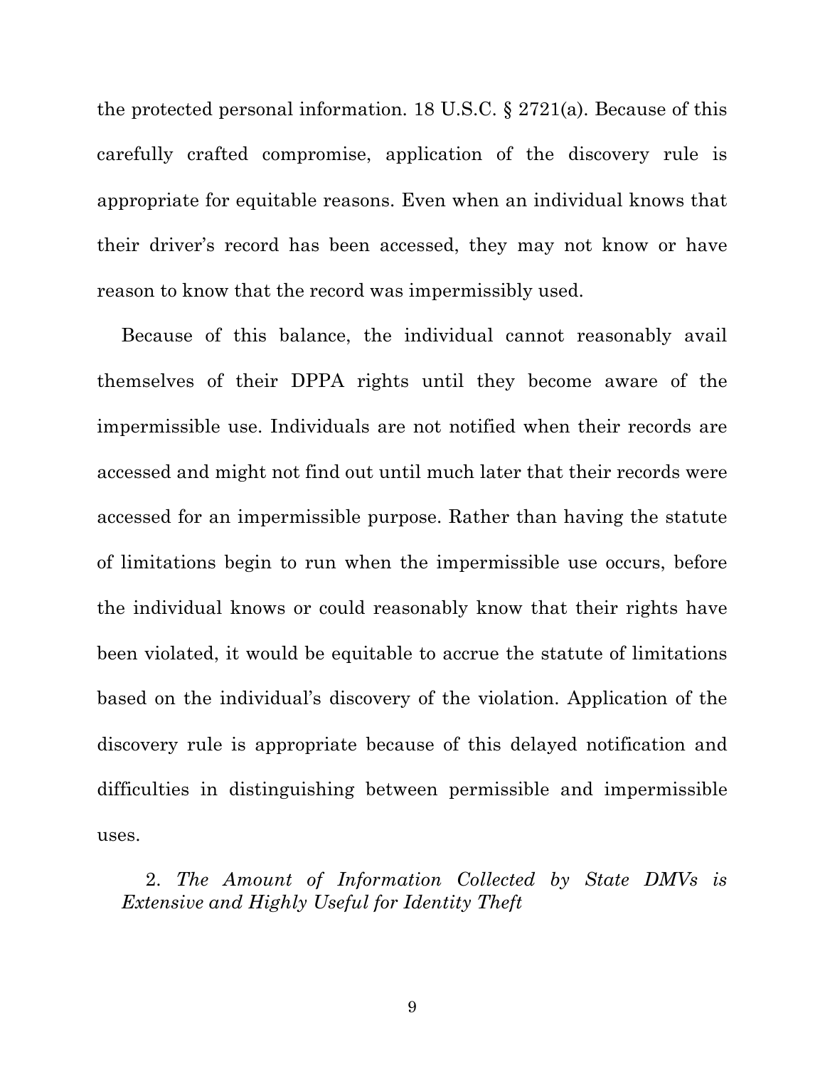the protected personal information. 18 U.S.C. § 2721(a). Because of this carefully crafted compromise, application of the discovery rule is appropriate for equitable reasons. Even when an individual knows that their driver's record has been accessed, they may not know or have reason to know that the record was impermissibly used.

Because of this balance, the individual cannot reasonably avail themselves of their DPPA rights until they become aware of the impermissible use. Individuals are not notified when their records are accessed and might not find out until much later that their records were accessed for an impermissible purpose. Rather than having the statute of limitations begin to run when the impermissible use occurs, before the individual knows or could reasonably know that their rights have been violated, it would be equitable to accrue the statute of limitations based on the individual's discovery of the violation. Application of the discovery rule is appropriate because of this delayed notification and difficulties in distinguishing between permissible and impermissible uses.

2. *The Amount of Information Collected by State DMVs is Extensive and Highly Useful for Identity Theft*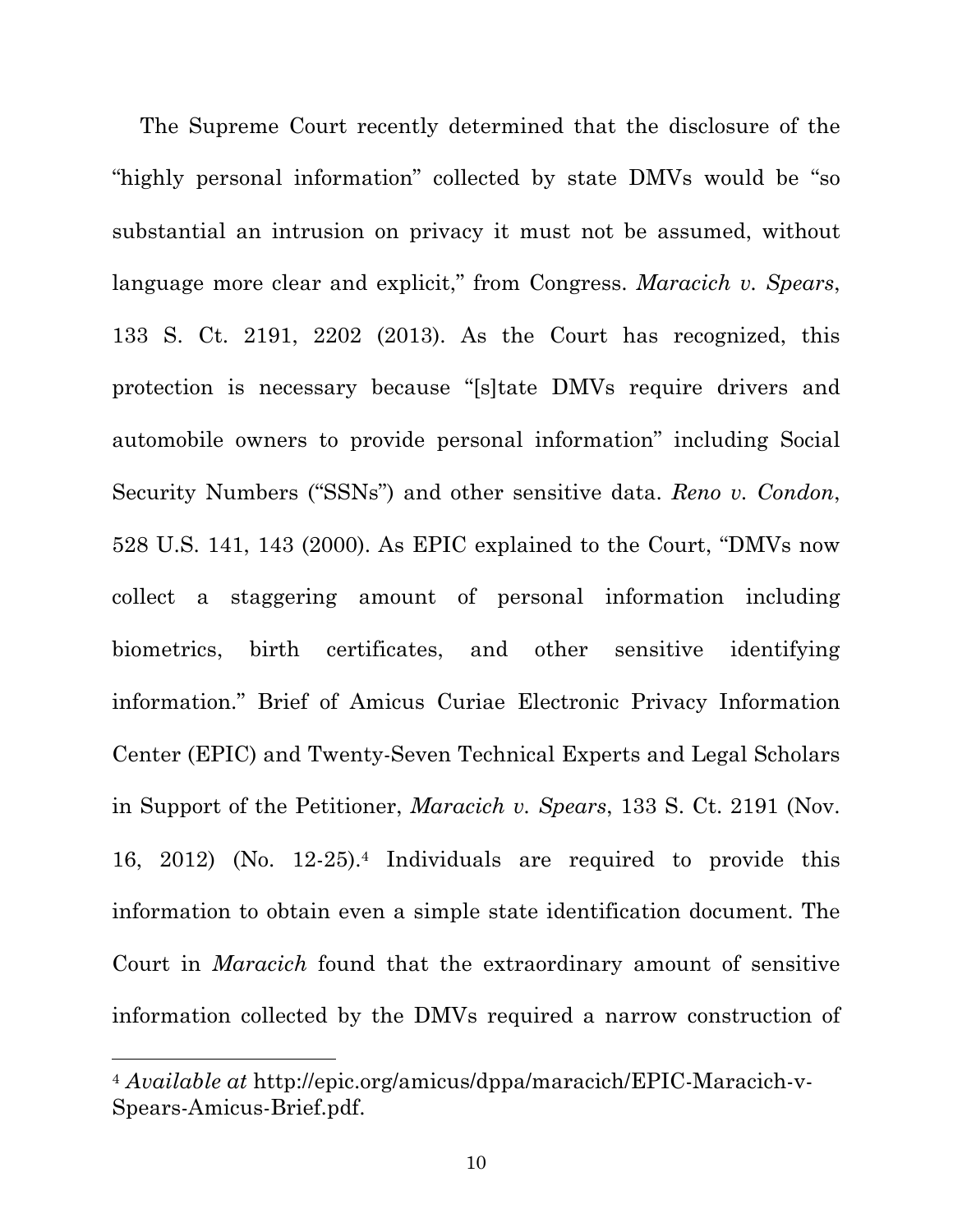The Supreme Court recently determined that the disclosure of the "highly personal information" collected by state DMVs would be "so substantial an intrusion on privacy it must not be assumed, without language more clear and explicit," from Congress. *Maracich v. Spears*, 133 S. Ct. 2191, 2202 (2013). As the Court has recognized, this protection is necessary because "[s]tate DMVs require drivers and automobile owners to provide personal information" including Social Security Numbers ("SSNs") and other sensitive data. *Reno v. Condon*, 528 U.S. 141, 143 (2000). As EPIC explained to the Court, "DMVs now collect a staggering amount of personal information including biometrics, birth certificates, and other sensitive identifying information." Brief of Amicus Curiae Electronic Privacy Information Center (EPIC) and Twenty-Seven Technical Experts and Legal Scholars in Support of the Petitioner, *Maracich v. Spears*, 133 S. Ct. 2191 (Nov. 16, 2012) (No. 12-25).[4] Individuals are required to provide this information to obtain even a simple state identification document. The Court in *Maracich* found that the extraordinary amount of sensitive information collected by the DMVs required a narrow construction of

[4] *Available at* http://epic.org/amicus/dppa/maracich/EPIC-Maracich-v-Spears-Amicus-Brief.pdf.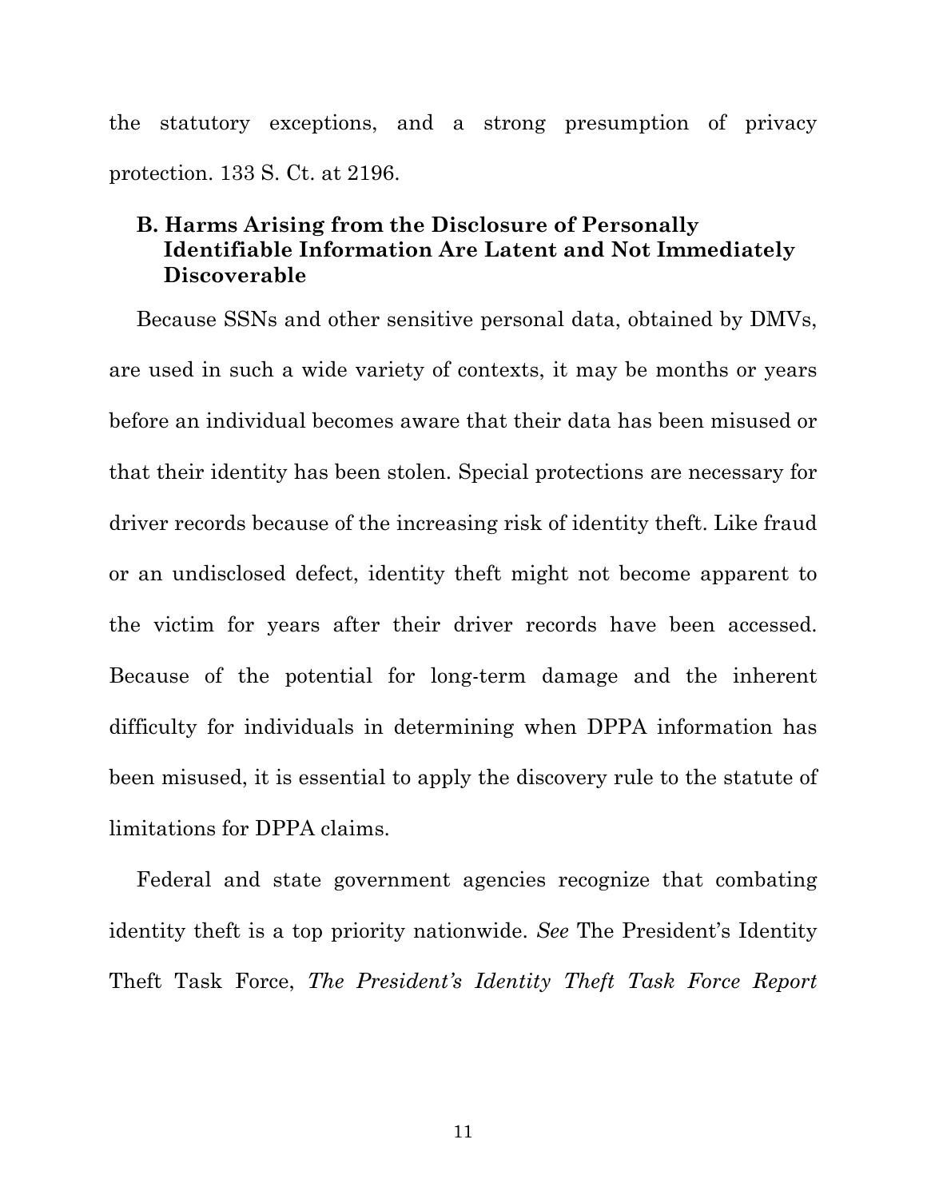the statutory exceptions, and a strong presumption of privacy protection. 133 S. Ct. at 2196.

### B. Harms Arising from the Disclosure of Personally Identifiable Information Are Latent and Not Immediately Discoverable

Because SSNs and other sensitive personal data, obtained by DMVs, are used in such a wide variety of contexts, it may be months or years before an individual becomes aware that their data has been misused or that their identity has been stolen. Special protections are necessary for driver records because of the increasing risk of identity theft. Like fraud or an undisclosed defect, identity theft might not become apparent to the victim for years after their driver records have been accessed. Because of the potential for long-term damage and the inherent difficulty for individuals in determining when DPPA information has been misused, it is essential to apply the discovery rule to the statute of limitations for DPPA claims.

Federal and state government agencies recognize that combating identity theft is a top priority nationwide. *See* The President's Identity Theft Task Force, *The President's Identity Theft Task Force Report*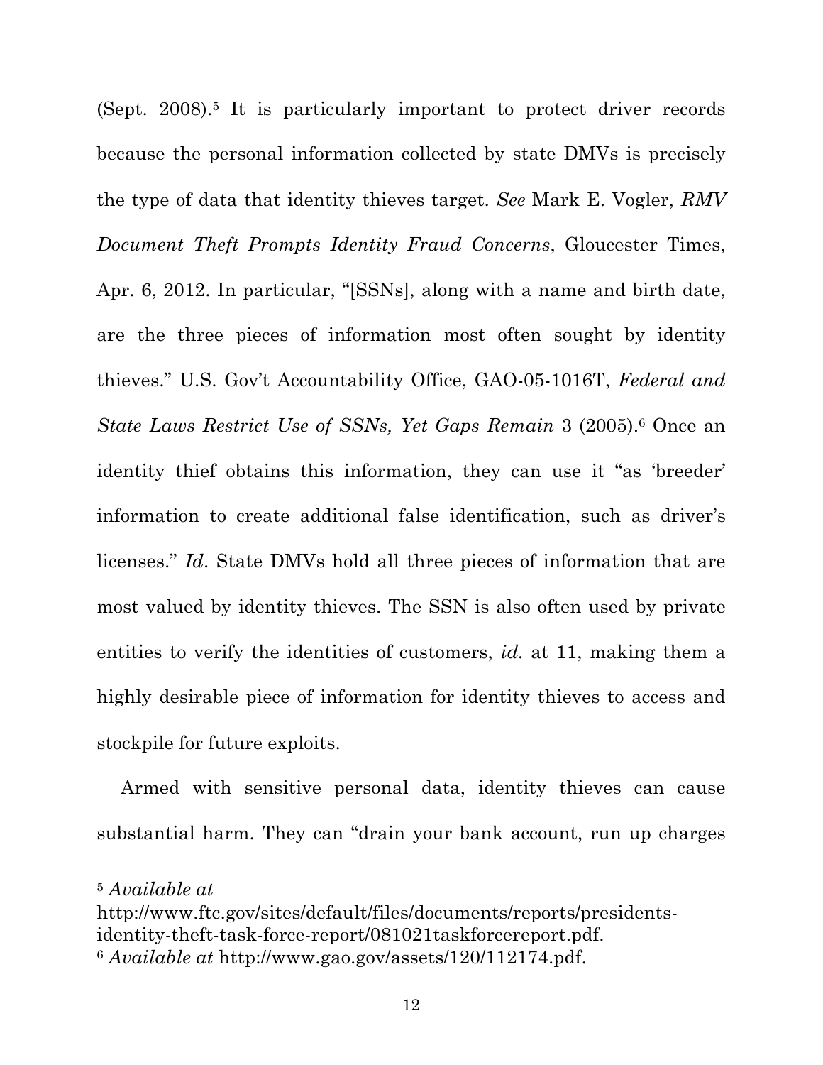(Sept. 2008).[5] It is particularly important to protect driver records because the personal information collected by state DMVs is precisely the type of data that identity thieves target. *See* Mark E. Vogler, *RMV Document Theft Prompts Identity Fraud Concerns*, Gloucester Times, Apr. 6, 2012. In particular, "[SSNs], along with a name and birth date, are the three pieces of information most often sought by identity thieves." U.S. Gov't Accountability Office, GAO-05-1016T, *Federal and State Laws Restrict Use of SSNs, Yet Gaps Remain* 3 (2005).[6] Once an identity thief obtains this information, they can use it "as 'breeder' information to create additional false identification, such as driver's licenses." *Id*. State DMVs hold all three pieces of information that are most valued by identity thieves. The SSN is also often used by private entities to verify the identities of customers, *id.* at 11, making them a highly desirable piece of information for identity thieves to access and stockpile for future exploits.

Armed with sensitive personal data, identity thieves can cause substantial harm. They can "drain your bank account, run up charges

---

[5] *Available at* http://www.ftc.gov/sites/default/files/documents/reports/presidents-identity-theft-task-force-report/081021taskforcereport.pdf.

[6] *Available at* http://www.gao.gov/assets/120/112174.pdf.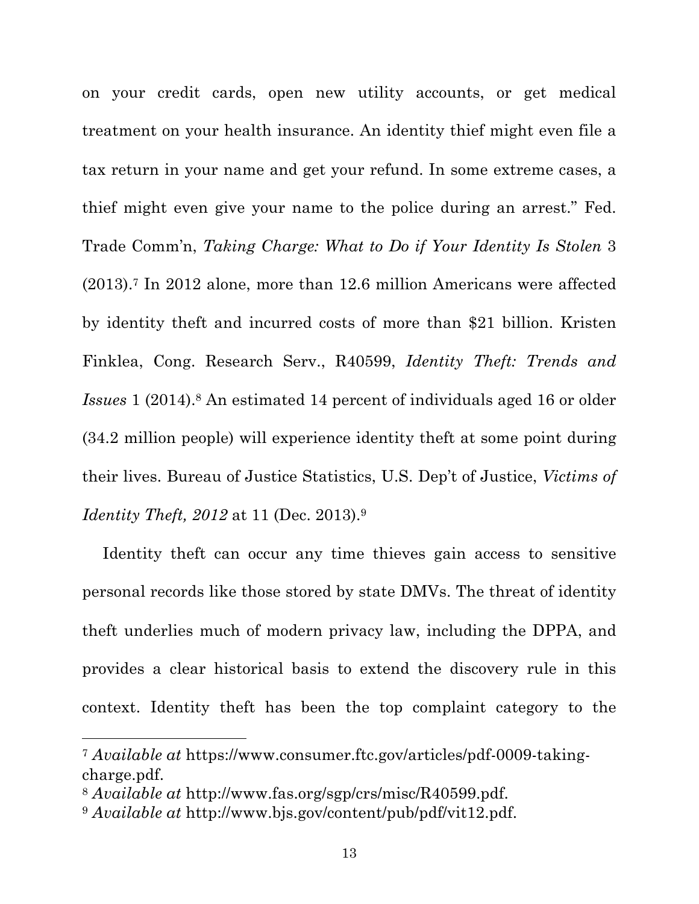on your credit cards, open new utility accounts, or get medical treatment on your health insurance. An identity thief might even file a tax return in your name and get your refund. In some extreme cases, a thief might even give your name to the police during an arrest." Fed. Trade Comm'n, *Taking Charge: What to Do if Your Identity Is Stolen* 3 (2013).[7] In 2012 alone, more than 12.6 million Americans were affected by identity theft and incurred costs of more than $21 billion. Kristen Finklea, Cong. Research Serv., R40599, *Identity Theft: Trends and Issues* 1 (2014).[8] An estimated 14 percent of individuals aged 16 or older (34.2 million people) will experience identity theft at some point during their lives. Bureau of Justice Statistics, U.S. Dep't of Justice, *Victims of Identity Theft, 2012* at 11 (Dec. 2013).[9]

Identity theft can occur any time thieves gain access to sensitive personal records like those stored by state DMVs. The threat of identity theft underlies much of modern privacy law, including the DPPA, and provides a clear historical basis to extend the discovery rule in this context. Identity theft has been the top complaint category to the

---

[7] *Available at* https://www.consumer.ftc.gov/articles/pdf-0009-taking-charge.pdf.

[8] *Available at* http://www.fas.org/sgp/crs/misc/R40599.pdf.

[9] *Available at* http://www.bjs.gov/content/pub/pdf/vit12.pdf.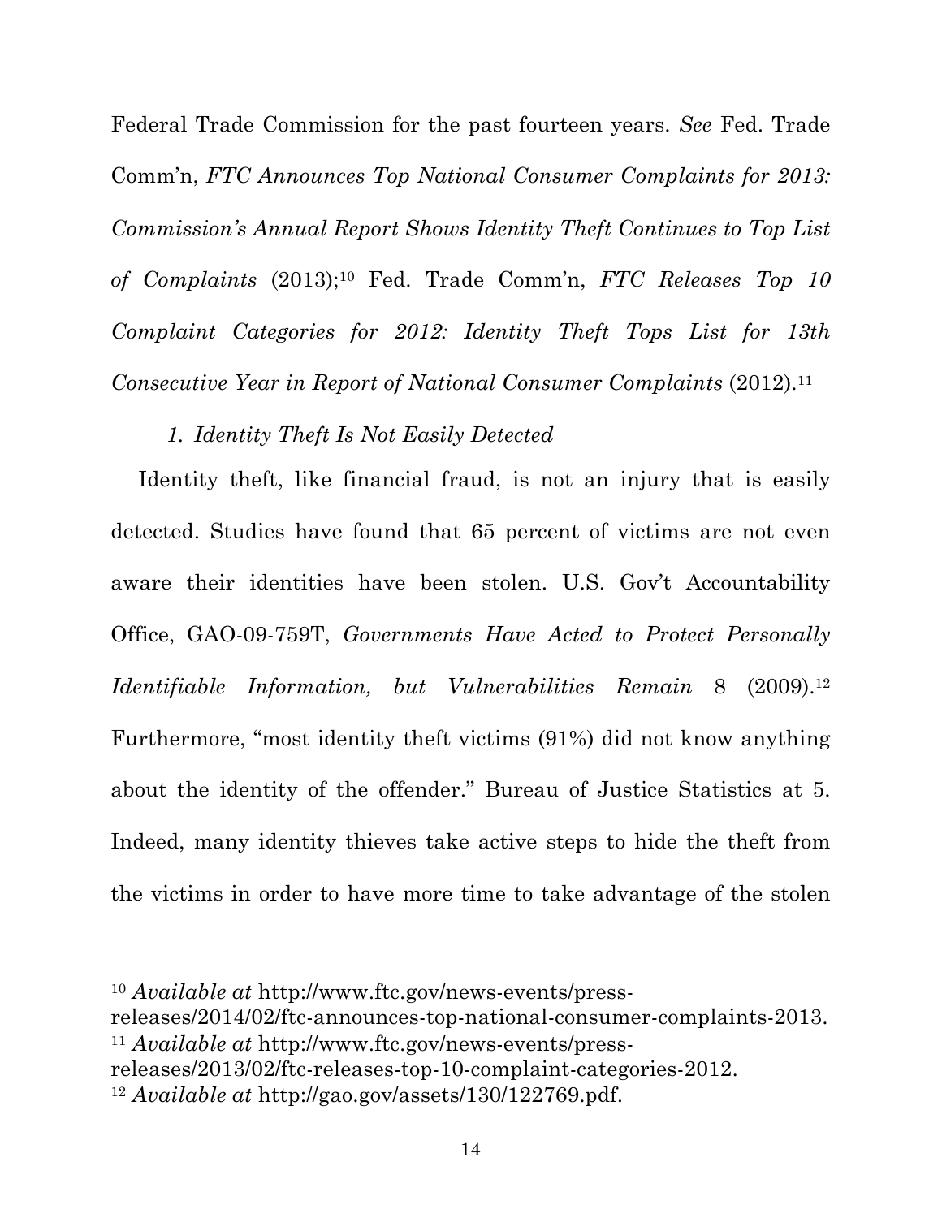Federal Trade Commission for the past fourteen years. *See* Fed. Trade Comm'n, *FTC Announces Top National Consumer Complaints for 2013: Commission's Annual Report Shows Identity Theft Continues to Top List of Complaints* (2013);[10] Fed. Trade Comm'n, *FTC Releases Top 10 Complaint Categories for 2012: Identity Theft Tops List for 13th Consecutive Year in Report of National Consumer Complaints* (2012).[11]

*1. Identity Theft Is Not Easily Detected*

Identity theft, like financial fraud, is not an injury that is easily detected. Studies have found that 65 percent of victims are not even aware their identities have been stolen. U.S. Gov't Accountability Office, GAO-09-759T, *Governments Have Acted to Protect Personally Identifiable Information, but Vulnerabilities Remain* 8 (2009).[12] Furthermore, "most identity theft victims (91%) did not know anything about the identity of the offender." Bureau of Justice Statistics at 5. Indeed, many identity thieves take active steps to hide the theft from the victims in order to have more time to take advantage of the stolen

---

[10] *Available at* http://www.ftc.gov/news-events/press-releases/2014/02/ftc-announces-top-national-consumer-complaints-2013.

[11] *Available at* http://www.ftc.gov/news-events/press-releases/2013/02/ftc-releases-top-10-complaint-categories-2012.

[12] *Available at* http://gao.gov/assets/130/122769.pdf.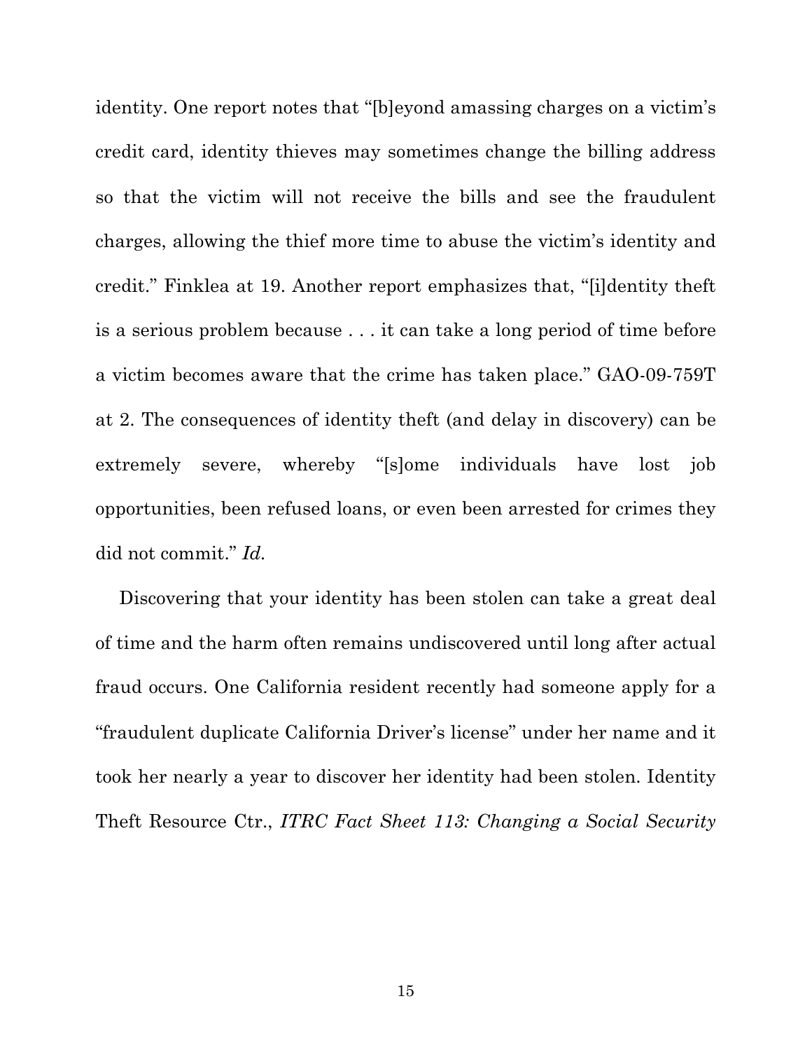identity. One report notes that "[b]eyond amassing charges on a victim's credit card, identity thieves may sometimes change the billing address so that the victim will not receive the bills and see the fraudulent charges, allowing the thief more time to abuse the victim's identity and credit." Finklea at 19. Another report emphasizes that, "[i]dentity theft is a serious problem because . . . it can take a long period of time before a victim becomes aware that the crime has taken place." GAO-09-759T at 2. The consequences of identity theft (and delay in discovery) can be extremely severe, whereby "[s]ome individuals have lost job opportunities, been refused loans, or even been arrested for crimes they did not commit." *Id.*

Discovering that your identity has been stolen can take a great deal of time and the harm often remains undiscovered until long after actual fraud occurs. One California resident recently had someone apply for a "fraudulent duplicate California Driver's license" under her name and it took her nearly a year to discover her identity had been stolen. Identity Theft Resource Ctr., *ITRC Fact Sheet 113: Changing a Social Security*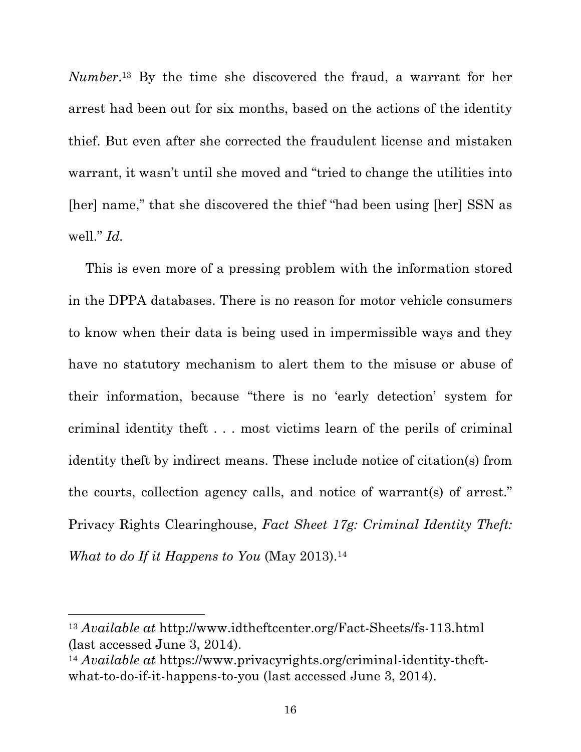*Number*.[13] By the time she discovered the fraud, a warrant for her arrest had been out for six months, based on the actions of the identity thief. But even after she corrected the fraudulent license and mistaken warrant, it wasn't until she moved and "tried to change the utilities into [her] name," that she discovered the thief "had been using [her] SSN as well." *Id.*

This is even more of a pressing problem with the information stored in the DPPA databases. There is no reason for motor vehicle consumers to know when their data is being used in impermissible ways and they have no statutory mechanism to alert them to the misuse or abuse of their information, because "there is no 'early detection' system for criminal identity theft . . . most victims learn of the perils of criminal identity theft by indirect means. These include notice of citation(s) from the courts, collection agency calls, and notice of warrant(s) of arrest." Privacy Rights Clearinghouse, *Fact Sheet 17g: Criminal Identity Theft: What to do If it Happens to You* (May 2013).[14]

---

[13] *Available at* http://www.idtheftcenter.org/Fact-Sheets/fs-113.html (last accessed June 3, 2014).

[14] *Available at* https://www.privacyrights.org/criminal-identity-theft-what-to-do-if-it-happens-to-you (last accessed June 3, 2014).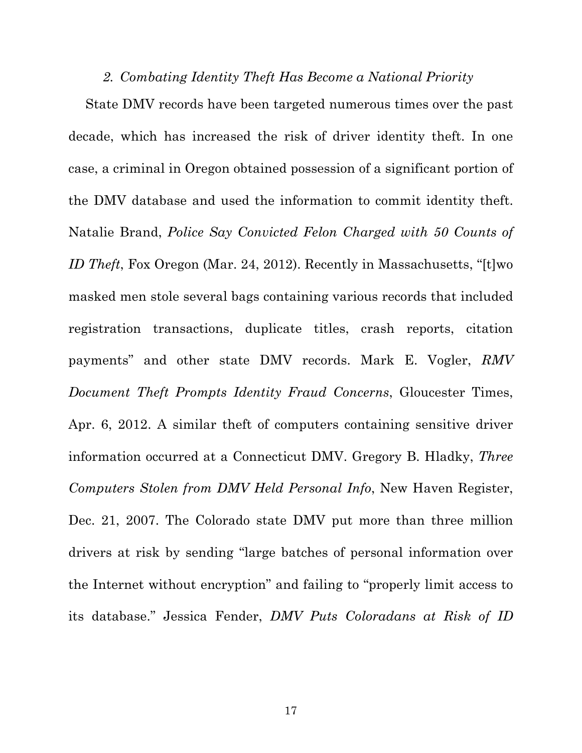### *2. Combating Identity Theft Has Become a National Priority*

State DMV records have been targeted numerous times over the past decade, which has increased the risk of driver identity theft. In one case, a criminal in Oregon obtained possession of a significant portion of the DMV database and used the information to commit identity theft. Natalie Brand, *Police Say Convicted Felon Charged with 50 Counts of ID Theft*, Fox Oregon (Mar. 24, 2012). Recently in Massachusetts, "[t]wo masked men stole several bags containing various records that included registration transactions, duplicate titles, crash reports, citation payments" and other state DMV records. Mark E. Vogler, *RMV Document Theft Prompts Identity Fraud Concerns*, Gloucester Times, Apr. 6, 2012. A similar theft of computers containing sensitive driver information occurred at a Connecticut DMV. Gregory B. Hladky, *Three Computers Stolen from DMV Held Personal Info*, New Haven Register, Dec. 21, 2007. The Colorado state DMV put more than three million drivers at risk by sending "large batches of personal information over the Internet without encryption" and failing to "properly limit access to its database." Jessica Fender, *DMV Puts Coloradans at Risk of ID*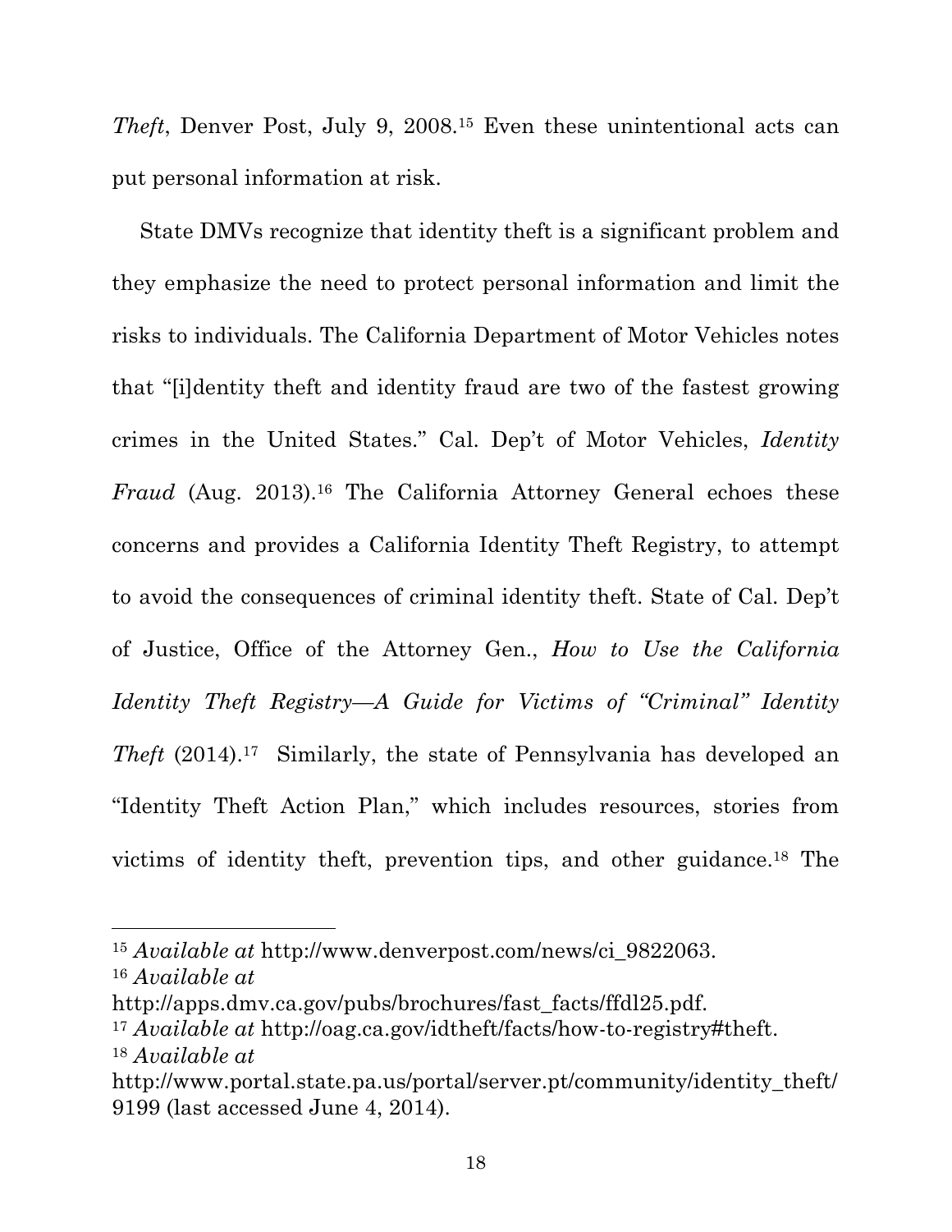*Theft*, Denver Post, July 9, 2008.[15] Even these unintentional acts can put personal information at risk.

State DMVs recognize that identity theft is a significant problem and they emphasize the need to protect personal information and limit the risks to individuals. The California Department of Motor Vehicles notes that "[i]dentity theft and identity fraud are two of the fastest growing crimes in the United States." Cal. Dep't of Motor Vehicles, *Identity Fraud* (Aug. 2013).[16] The California Attorney General echoes these concerns and provides a California Identity Theft Registry, to attempt to avoid the consequences of criminal identity theft. State of Cal. Dep't of Justice, Office of the Attorney Gen., *How to Use the California Identity Theft Registry—A Guide for Victims of "Criminal" Identity Theft* (2014).[17] Similarly, the state of Pennsylvania has developed an "Identity Theft Action Plan," which includes resources, stories from victims of identity theft, prevention tips, and other guidance.[18] The

---

[15] *Available at* http://www.denverpost.com/news/ci_9822063.

[16] *Available at* http://apps.dmv.ca.gov/pubs/brochures/fast_facts/ffdl25.pdf.

[17] *Available at* http://oag.ca.gov/idtheft/facts/how-to-registry#theft.

[18] *Available at* http://www.portal.state.pa.us/portal/server.pt/community/identity_theft/9199 (last accessed June 4, 2014).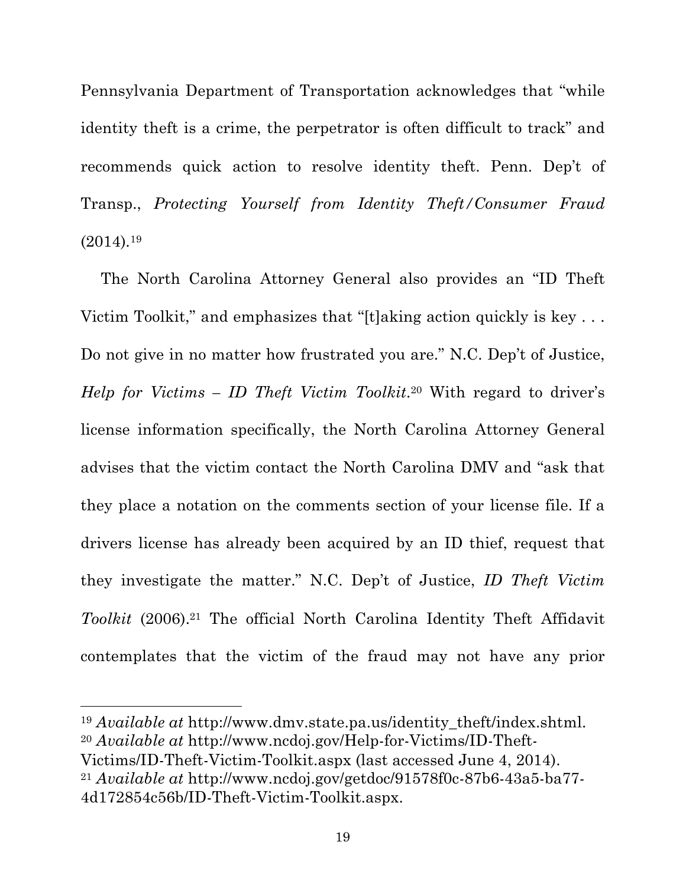Pennsylvania Department of Transportation acknowledges that "while identity theft is a crime, the perpetrator is often difficult to track" and recommends quick action to resolve identity theft. Penn. Dep't of Transp., *Protecting Yourself from Identity Theft/Consumer Fraud* (2014).[19]

The North Carolina Attorney General also provides an "ID Theft Victim Toolkit," and emphasizes that "[t]aking action quickly is key . . . Do not give in no matter how frustrated you are." N.C. Dep't of Justice, *Help for Victims – ID Theft Victim Toolkit*.[20] With regard to driver's license information specifically, the North Carolina Attorney General advises that the victim contact the North Carolina DMV and "ask that they place a notation on the comments section of your license file. If a drivers license has already been acquired by an ID thief, request that they investigate the matter." N.C. Dep't of Justice, *ID Theft Victim Toolkit* (2006).[21] The official North Carolina Identity Theft Affidavit contemplates that the victim of the fraud may not have any prior

---

[19] *Available at* http://www.dmv.state.pa.us/identity_theft/index.shtml.

[20] *Available at* http://www.ncdoj.gov/Help-for-Victims/ID-Theft-Victims/ID-Theft-Victim-Toolkit.aspx (last accessed June 4, 2014).

[21] *Available at* http://www.ncdoj.gov/getdoc/91578f0c-87b6-43a5-ba77-4d172854c56b/ID-Theft-Victim-Toolkit.aspx.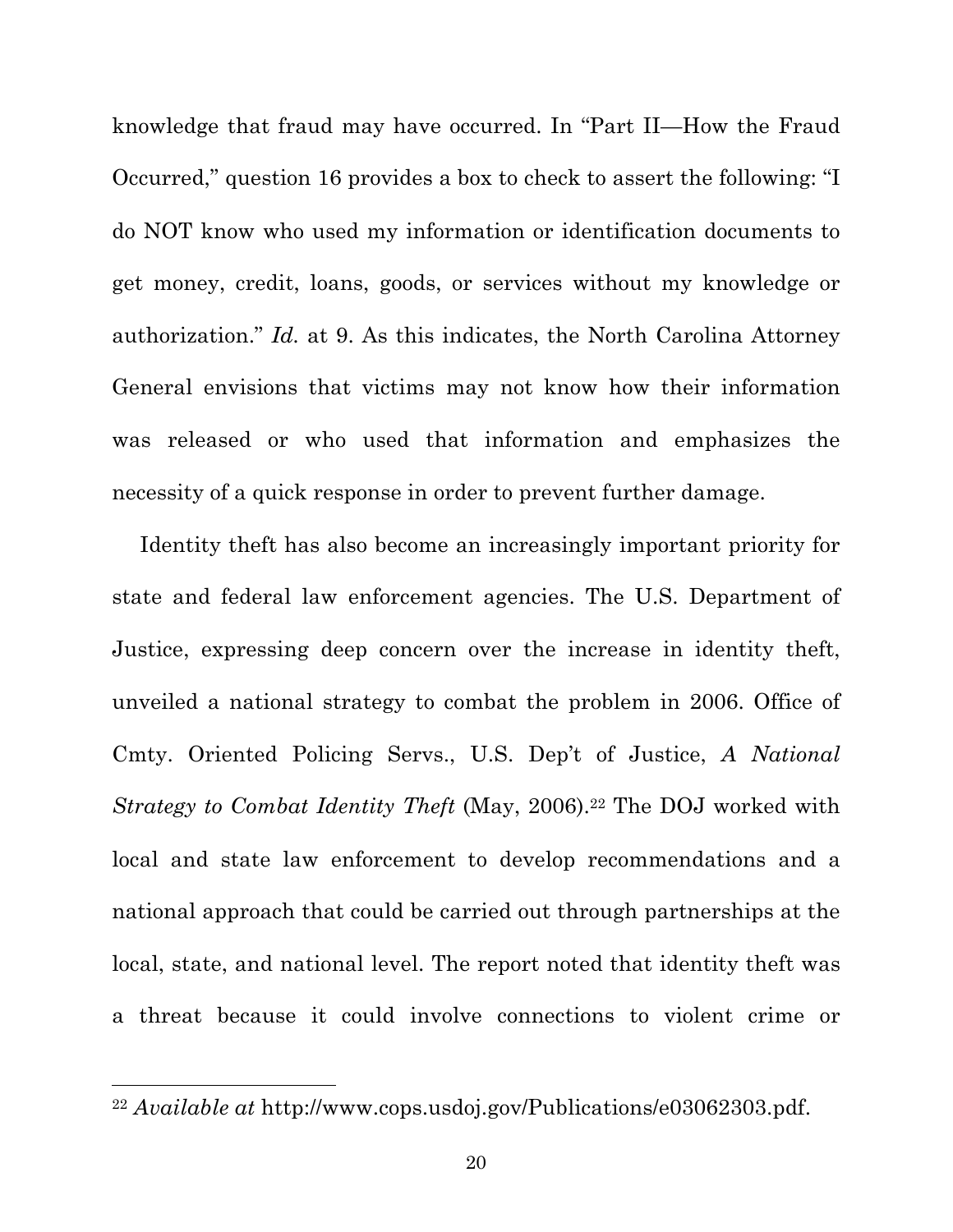knowledge that fraud may have occurred. In "Part II—How the Fraud Occurred," question 16 provides a box to check to assert the following: "I do NOT know who used my information or identification documents to get money, credit, loans, goods, or services without my knowledge or authorization." *Id.* at 9. As this indicates, the North Carolina Attorney General envisions that victims may not know how their information was released or who used that information and emphasizes the necessity of a quick response in order to prevent further damage.

Identity theft has also become an increasingly important priority for state and federal law enforcement agencies. The U.S. Department of Justice, expressing deep concern over the increase in identity theft, unveiled a national strategy to combat the problem in 2006. Office of Cmty. Oriented Policing Servs., U.S. Dep't of Justice, *A National Strategy to Combat Identity Theft* (May, 2006).[22] The DOJ worked with local and state law enforcement to develop recommendations and a national approach that could be carried out through partnerships at the local, state, and national level. The report noted that identity theft was a threat because it could involve connections to violent crime or

[22] *Available at* http://www.cops.usdoj.gov/Publications/e03062303.pdf.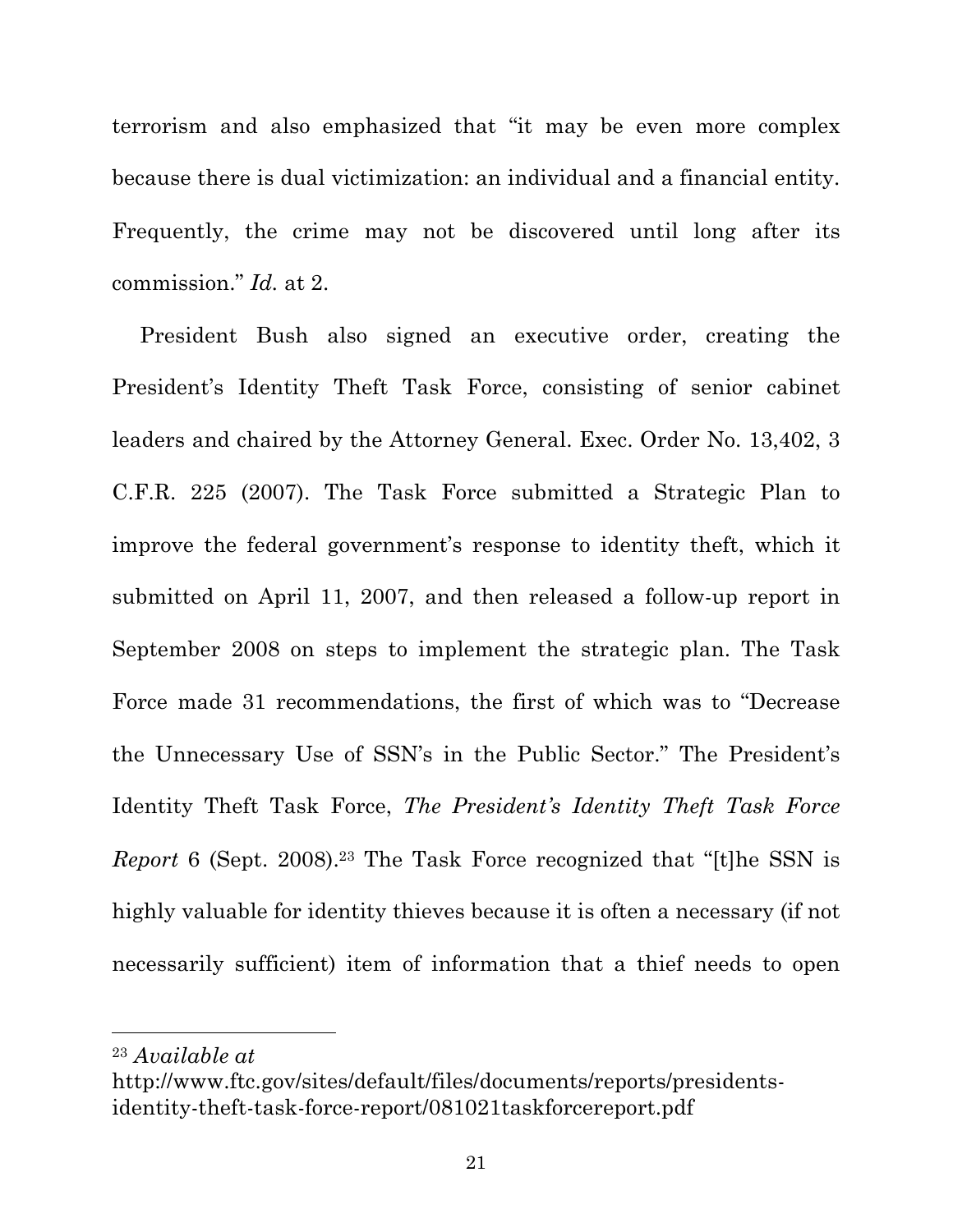terrorism and also emphasized that "it may be even more complex because there is dual victimization: an individual and a financial entity. Frequently, the crime may not be discovered until long after its commission." *Id.* at 2.

President Bush also signed an executive order, creating the President's Identity Theft Task Force, consisting of senior cabinet leaders and chaired by the Attorney General. Exec. Order No. 13,402, 3 C.F.R. 225 (2007). The Task Force submitted a Strategic Plan to improve the federal government's response to identity theft, which it submitted on April 11, 2007, and then released a follow-up report in September 2008 on steps to implement the strategic plan. The Task Force made 31 recommendations, the first of which was to "Decrease the Unnecessary Use of SSN's in the Public Sector." The President's Identity Theft Task Force, *The President's Identity Theft Task Force Report* 6 (Sept. 2008).[23] The Task Force recognized that "[t]he SSN is highly valuable for identity thieves because it is often a necessary (if not necessarily sufficient) item of information that a thief needs to open

---

[23] *Available at* http://www.ftc.gov/sites/default/files/documents/reports/presidents-identity-theft-task-force-report/081021taskforcereport.pdf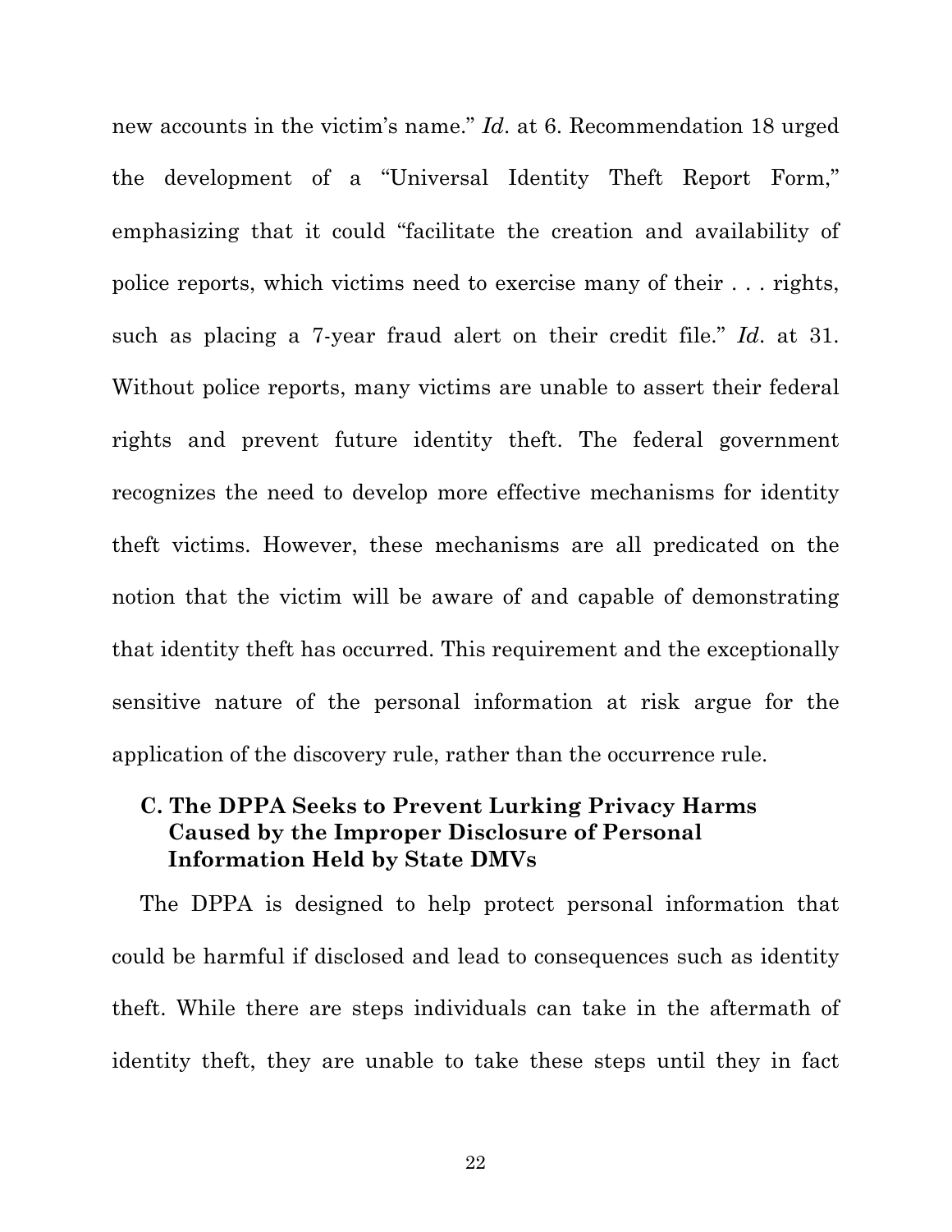new accounts in the victim's name." *Id*. at 6. Recommendation 18 urged the development of a "Universal Identity Theft Report Form," emphasizing that it could "facilitate the creation and availability of police reports, which victims need to exercise many of their . . . rights, such as placing a 7-year fraud alert on their credit file." *Id*. at 31. Without police reports, many victims are unable to assert their federal rights and prevent future identity theft. The federal government recognizes the need to develop more effective mechanisms for identity theft victims. However, these mechanisms are all predicated on the notion that the victim will be aware of and capable of demonstrating that identity theft has occurred. This requirement and the exceptionally sensitive nature of the personal information at risk argue for the application of the discovery rule, rather than the occurrence rule.

### C. The DPPA Seeks to Prevent Lurking Privacy Harms Caused by the Improper Disclosure of Personal Information Held by State DMVs

The DPPA is designed to help protect personal information that could be harmful if disclosed and lead to consequences such as identity theft. While there are steps individuals can take in the aftermath of identity theft, they are unable to take these steps until they in fact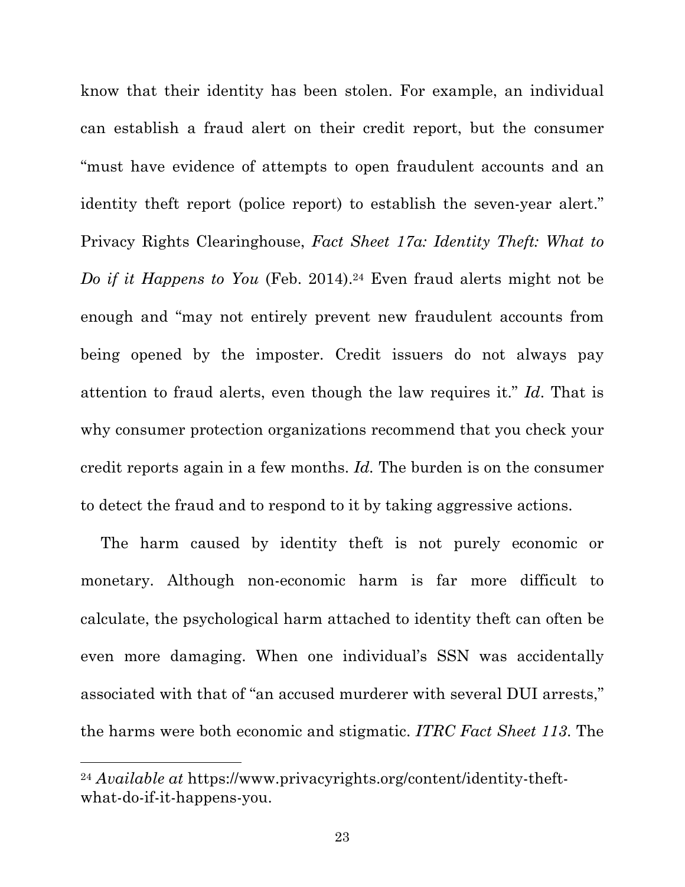know that their identity has been stolen. For example, an individual can establish a fraud alert on their credit report, but the consumer "must have evidence of attempts to open fraudulent accounts and an identity theft report (police report) to establish the seven-year alert." Privacy Rights Clearinghouse, *Fact Sheet 17a: Identity Theft: What to Do if it Happens to You* (Feb. 2014).[24] Even fraud alerts might not be enough and "may not entirely prevent new fraudulent accounts from being opened by the imposter. Credit issuers do not always pay attention to fraud alerts, even though the law requires it." *Id*. That is why consumer protection organizations recommend that you check your credit reports again in a few months. *Id.* The burden is on the consumer to detect the fraud and to respond to it by taking aggressive actions.

The harm caused by identity theft is not purely economic or monetary. Although non-economic harm is far more difficult to calculate, the psychological harm attached to identity theft can often be even more damaging. When one individual's SSN was accidentally associated with that of "an accused murderer with several DUI arrests," the harms were both economic and stigmatic. *ITRC Fact Sheet 113*. The

---

[24] *Available at* https://www.privacyrights.org/content/identity-theft-what-do-if-it-happens-you.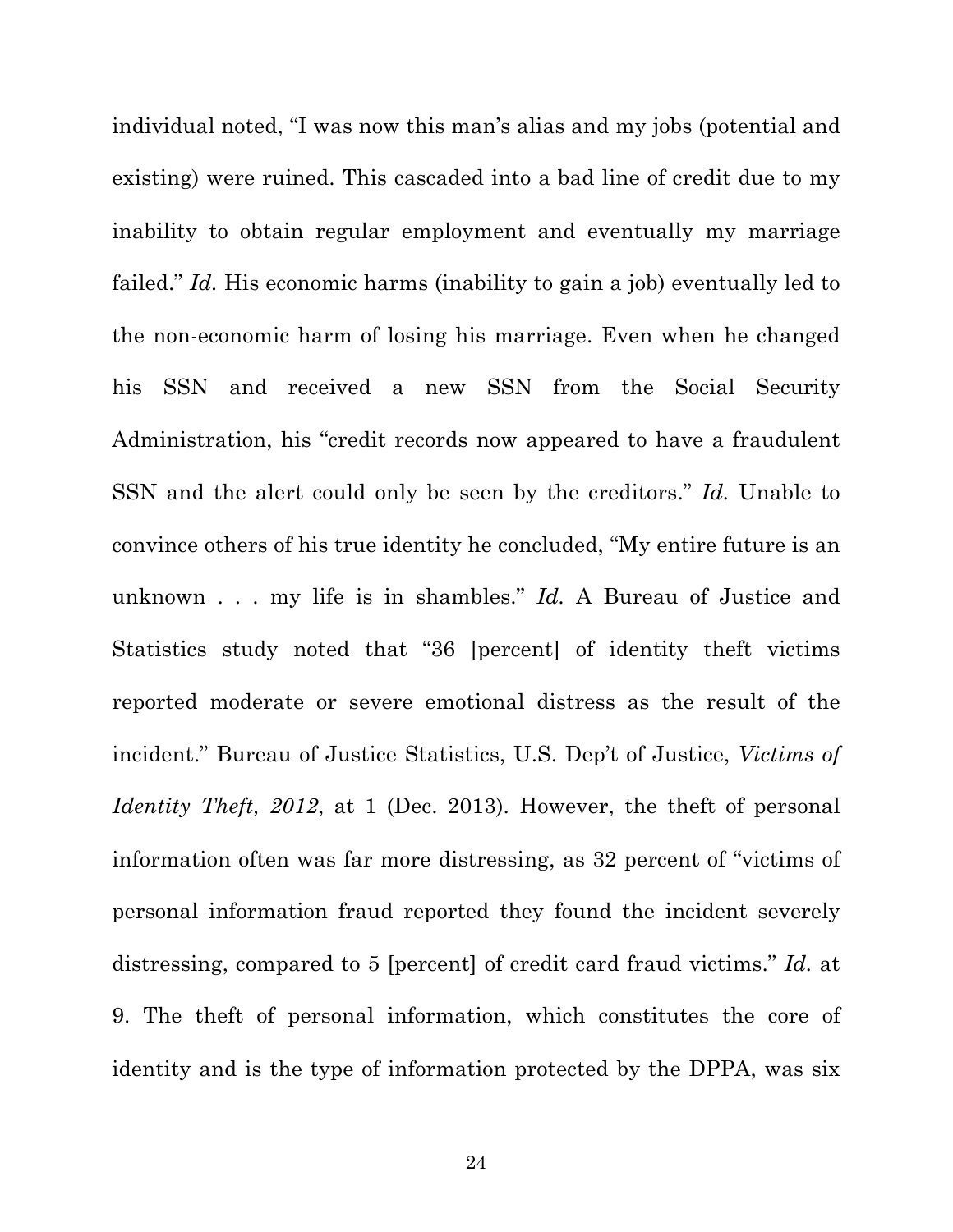individual noted, "I was now this man's alias and my jobs (potential and existing) were ruined. This cascaded into a bad line of credit due to my inability to obtain regular employment and eventually my marriage failed." *Id.* His economic harms (inability to gain a job) eventually led to the non-economic harm of losing his marriage. Even when he changed his SSN and received a new SSN from the Social Security Administration, his "credit records now appeared to have a fraudulent SSN and the alert could only be seen by the creditors." *Id.* Unable to convince others of his true identity he concluded, "My entire future is an unknown . . . my life is in shambles." *Id.* A Bureau of Justice and Statistics study noted that "36 [percent] of identity theft victims reported moderate or severe emotional distress as the result of the incident." Bureau of Justice Statistics, U.S. Dep't of Justice, *Victims of Identity Theft, 2012*, at 1 (Dec. 2013). However, the theft of personal information often was far more distressing, as 32 percent of "victims of personal information fraud reported they found the incident severely distressing, compared to 5 [percent] of credit card fraud victims." *Id.* at 9. The theft of personal information, which constitutes the core of identity and is the type of information protected by the DPPA, was six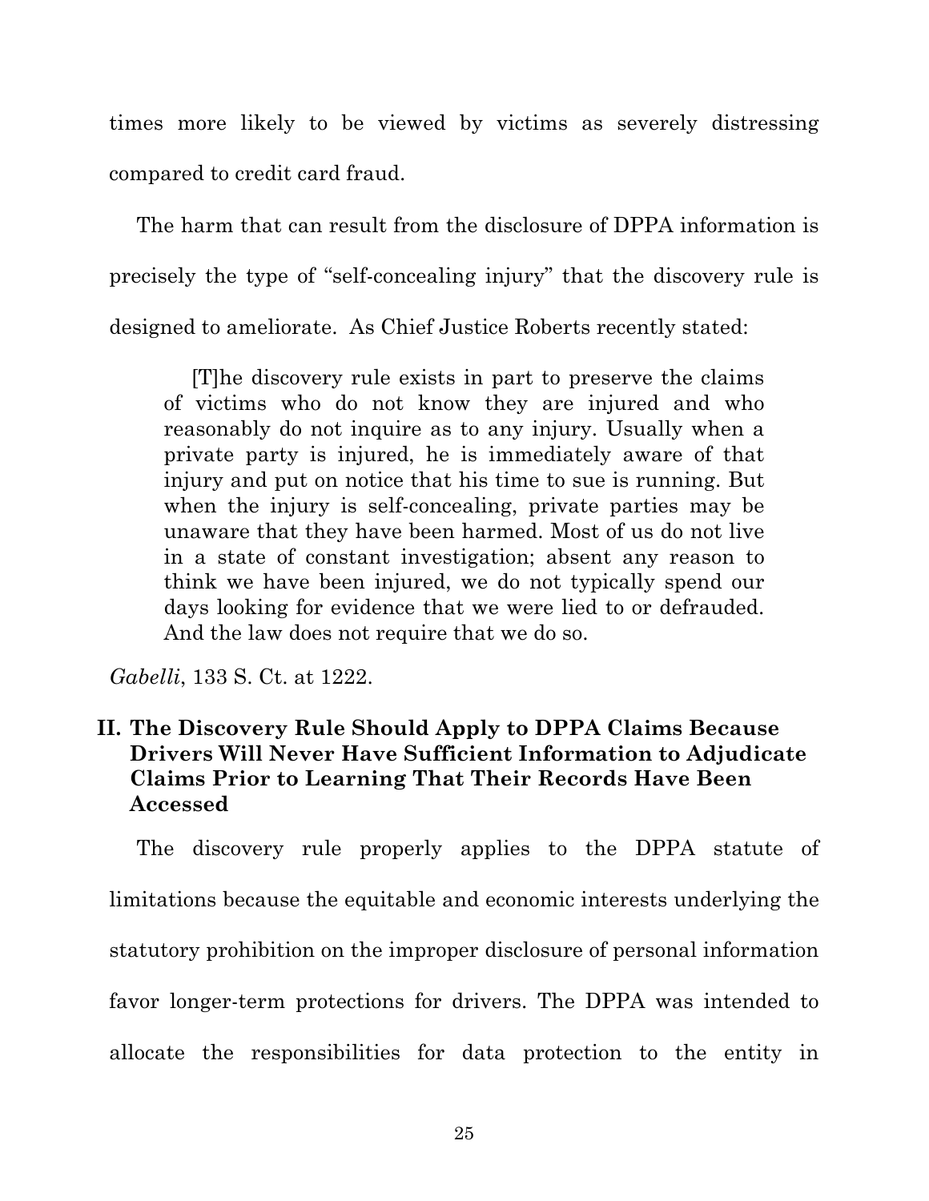times more likely to be viewed by victims as severely distressing compared to credit card fraud.

The harm that can result from the disclosure of DPPA information is precisely the type of "self-concealing injury" that the discovery rule is designed to ameliorate. As Chief Justice Roberts recently stated:

> [T]he discovery rule exists in part to preserve the claims of victims who do not know they are injured and who reasonably do not inquire as to any injury. Usually when a private party is injured, he is immediately aware of that injury and put on notice that his time to sue is running. But when the injury is self-concealing, private parties may be unaware that they have been harmed. Most of us do not live in a state of constant investigation; absent any reason to think we have been injured, we do not typically spend our days looking for evidence that we were lied to or defrauded. And the law does not require that we do so.

*Gabelli*, 133 S. Ct. at 1222.

## II. The Discovery Rule Should Apply to DPPA Claims Because Drivers Will Never Have Sufficient Information to Adjudicate Claims Prior to Learning That Their Records Have Been Accessed

The discovery rule properly applies to the DPPA statute of limitations because the equitable and economic interests underlying the statutory prohibition on the improper disclosure of personal information favor longer-term protections for drivers. The DPPA was intended to allocate the responsibilities for data protection to the entity in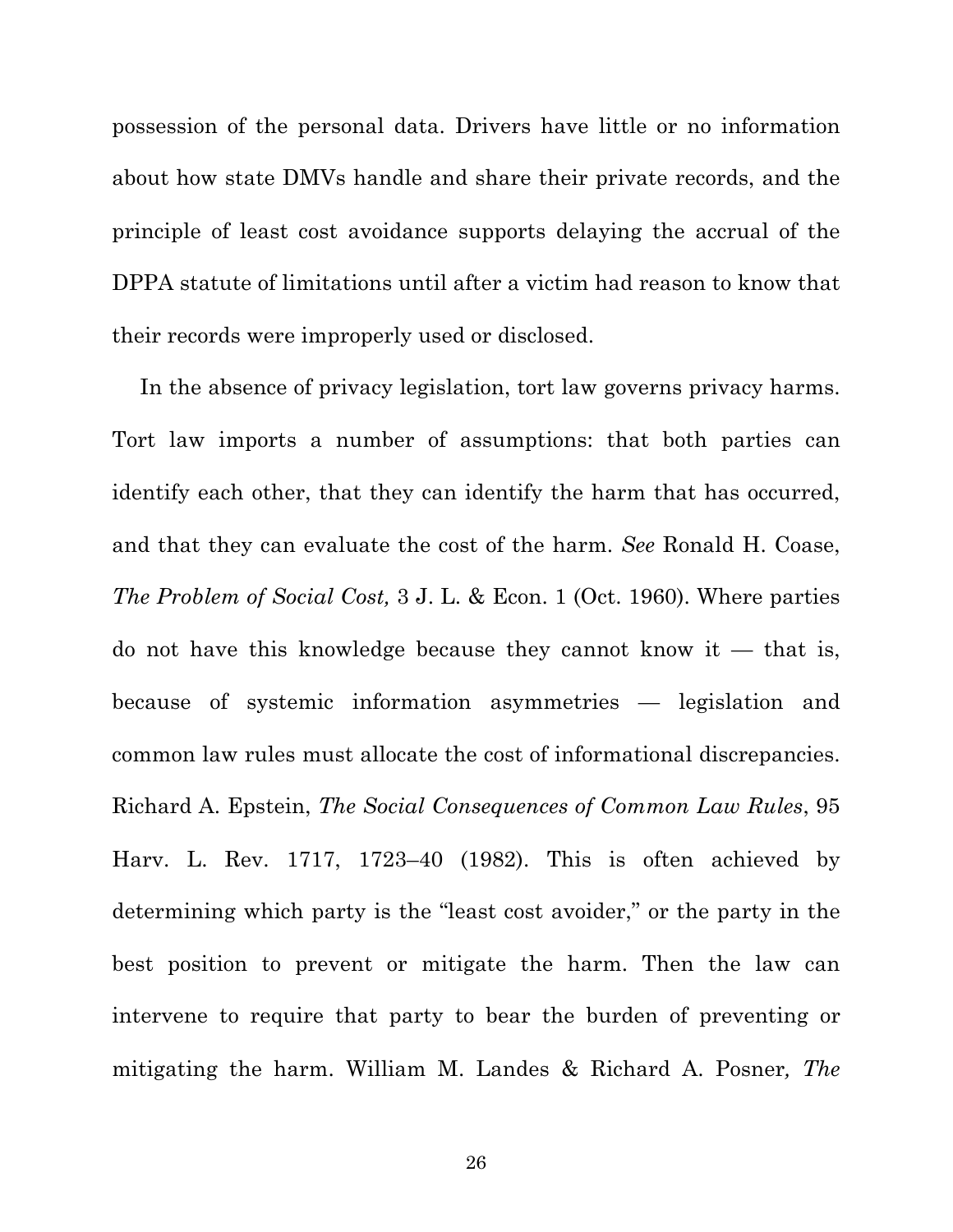possession of the personal data. Drivers have little or no information about how state DMVs handle and share their private records, and the principle of least cost avoidance supports delaying the accrual of the DPPA statute of limitations until after a victim had reason to know that their records were improperly used or disclosed.

In the absence of privacy legislation, tort law governs privacy harms. Tort law imports a number of assumptions: that both parties can identify each other, that they can identify the harm that has occurred, and that they can evaluate the cost of the harm. *See* Ronald H. Coase, *The Problem of Social Cost,* 3 J. L. & Econ. 1 (Oct. 1960). Where parties do not have this knowledge because they cannot know it — that is, because of systemic information asymmetries — legislation and common law rules must allocate the cost of informational discrepancies. Richard A. Epstein, *The Social Consequences of Common Law Rules*, 95 Harv. L. Rev. 1717, 1723–40 (1982). This is often achieved by determining which party is the "least cost avoider," or the party in the best position to prevent or mitigate the harm. Then the law can intervene to require that party to bear the burden of preventing or mitigating the harm. William M. Landes & Richard A. Posner*, The*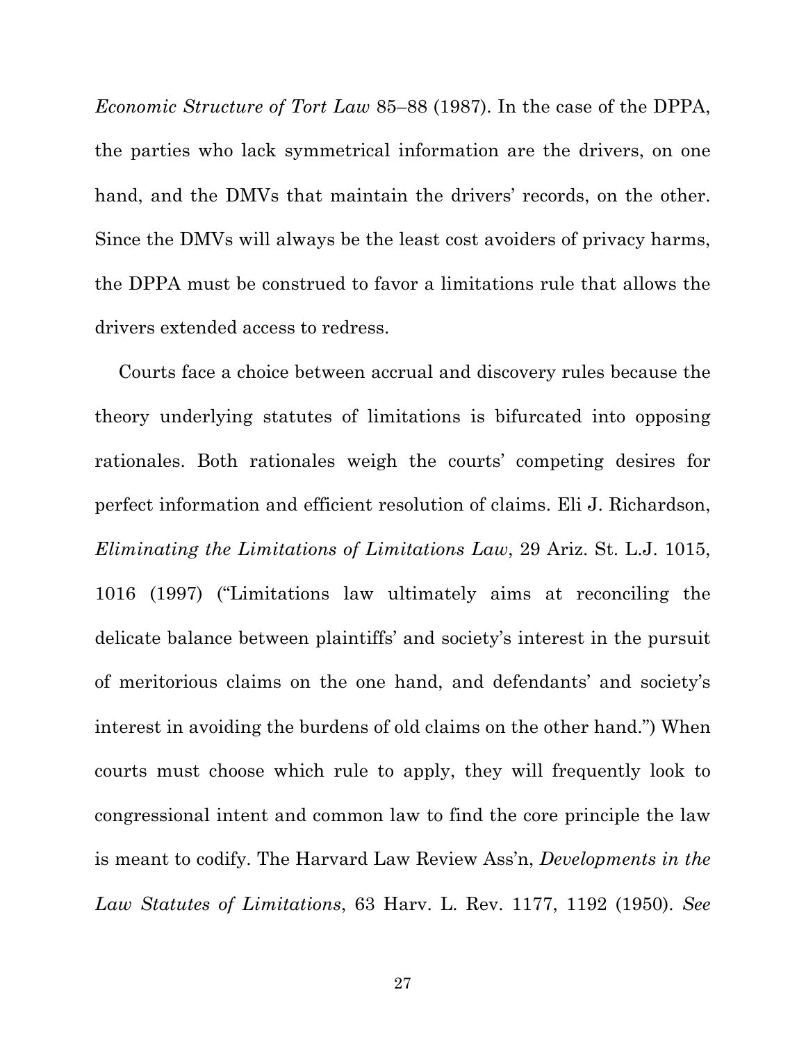*Economic Structure of Tort Law* 85–88 (1987). In the case of the DPPA, the parties who lack symmetrical information are the drivers, on one hand, and the DMVs that maintain the drivers' records, on the other. Since the DMVs will always be the least cost avoiders of privacy harms, the DPPA must be construed to favor a limitations rule that allows the drivers extended access to redress.

Courts face a choice between accrual and discovery rules because the theory underlying statutes of limitations is bifurcated into opposing rationales. Both rationales weigh the courts' competing desires for perfect information and efficient resolution of claims. Eli J. Richardson, *Eliminating the Limitations of Limitations Law*, 29 Ariz. St. L.J. 1015, 1016 (1997) ("Limitations law ultimately aims at reconciling the delicate balance between plaintiffs' and society's interest in the pursuit of meritorious claims on the one hand, and defendants' and society's interest in avoiding the burdens of old claims on the other hand.") When courts must choose which rule to apply, they will frequently look to congressional intent and common law to find the core principle the law is meant to codify. The Harvard Law Review Ass'n, *Developments in the Law Statutes of Limitations*, 63 Harv. L. Rev. 1177, 1192 (1950). *See*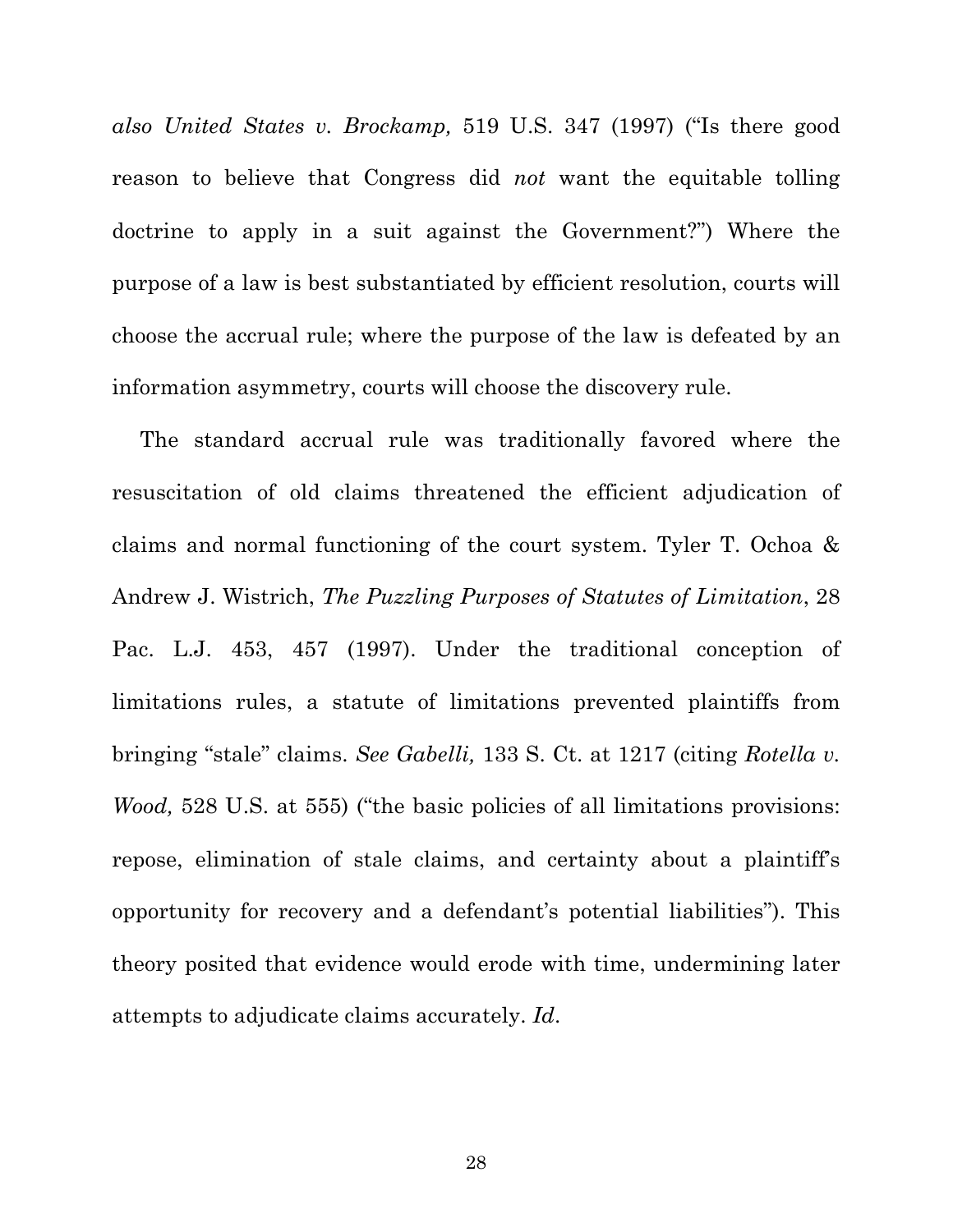*also United States v. Brockamp,* 519 U.S. 347 (1997) ("Is there good reason to believe that Congress did *not* want the equitable tolling doctrine to apply in a suit against the Government?") Where the purpose of a law is best substantiated by efficient resolution, courts will choose the accrual rule; where the purpose of the law is defeated by an information asymmetry, courts will choose the discovery rule.

The standard accrual rule was traditionally favored where the resuscitation of old claims threatened the efficient adjudication of claims and normal functioning of the court system. Tyler T. Ochoa & Andrew J. Wistrich, *The Puzzling Purposes of Statutes of Limitation*, 28 Pac. L.J. 453, 457 (1997). Under the traditional conception of limitations rules, a statute of limitations prevented plaintiffs from bringing "stale" claims. *See Gabelli,* 133 S. Ct. at 1217 (citing *Rotella v. Wood,* 528 U.S. at 555) ("the basic policies of all limitations provisions: repose, elimination of stale claims, and certainty about a plaintiff's opportunity for recovery and a defendant's potential liabilities"). This theory posited that evidence would erode with time, undermining later attempts to adjudicate claims accurately. *Id.*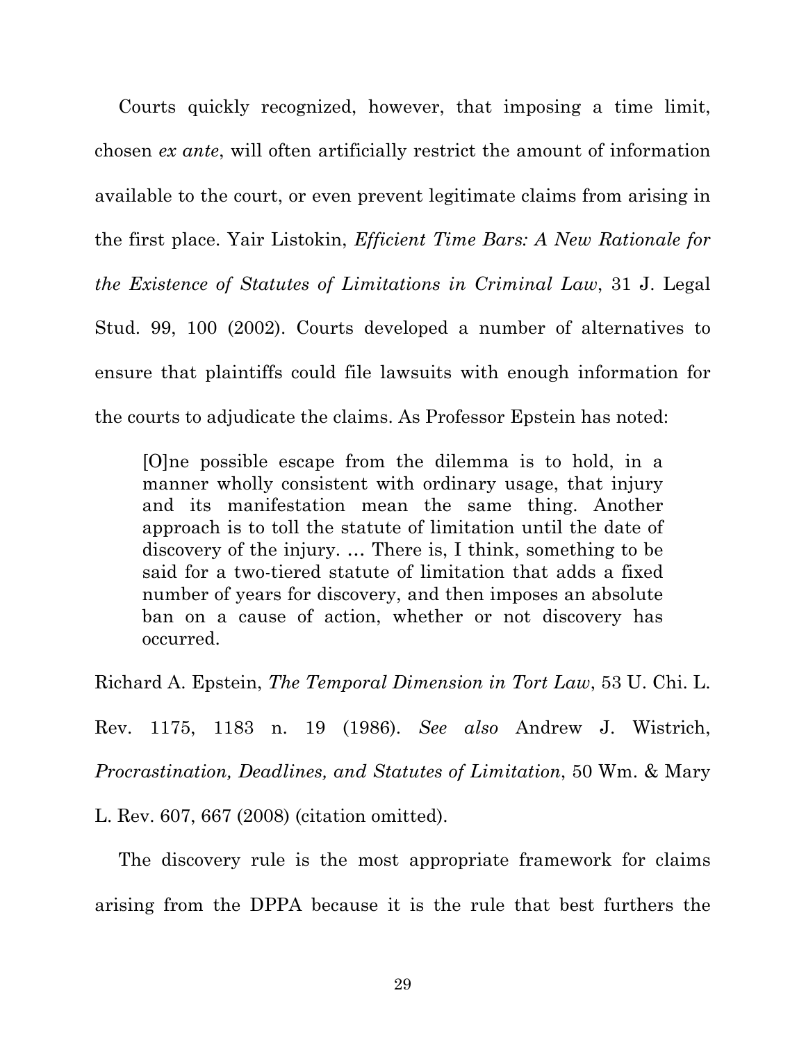Courts quickly recognized, however, that imposing a time limit, chosen *ex ante*, will often artificially restrict the amount of information available to the court, or even prevent legitimate claims from arising in the first place. Yair Listokin, *Efficient Time Bars: A New Rationale for the Existence of Statutes of Limitations in Criminal Law*, 31 J. Legal Stud. 99, 100 (2002). Courts developed a number of alternatives to ensure that plaintiffs could file lawsuits with enough information for the courts to adjudicate the claims. As Professor Epstein has noted:

> [O]ne possible escape from the dilemma is to hold, in a manner wholly consistent with ordinary usage, that injury and its manifestation mean the same thing. Another approach is to toll the statute of limitation until the date of discovery of the injury. … There is, I think, something to be said for a two-tiered statute of limitation that adds a fixed number of years for discovery, and then imposes an absolute ban on a cause of action, whether or not discovery has occurred.

Richard A. Epstein, *The Temporal Dimension in Tort Law*, 53 U. Chi. L. Rev. 1175, 1183 n. 19 (1986). *See also* Andrew J. Wistrich, *Procrastination, Deadlines, and Statutes of Limitation*, 50 Wm. & Mary L. Rev. 607, 667 (2008) (citation omitted).

The discovery rule is the most appropriate framework for claims arising from the DPPA because it is the rule that best furthers the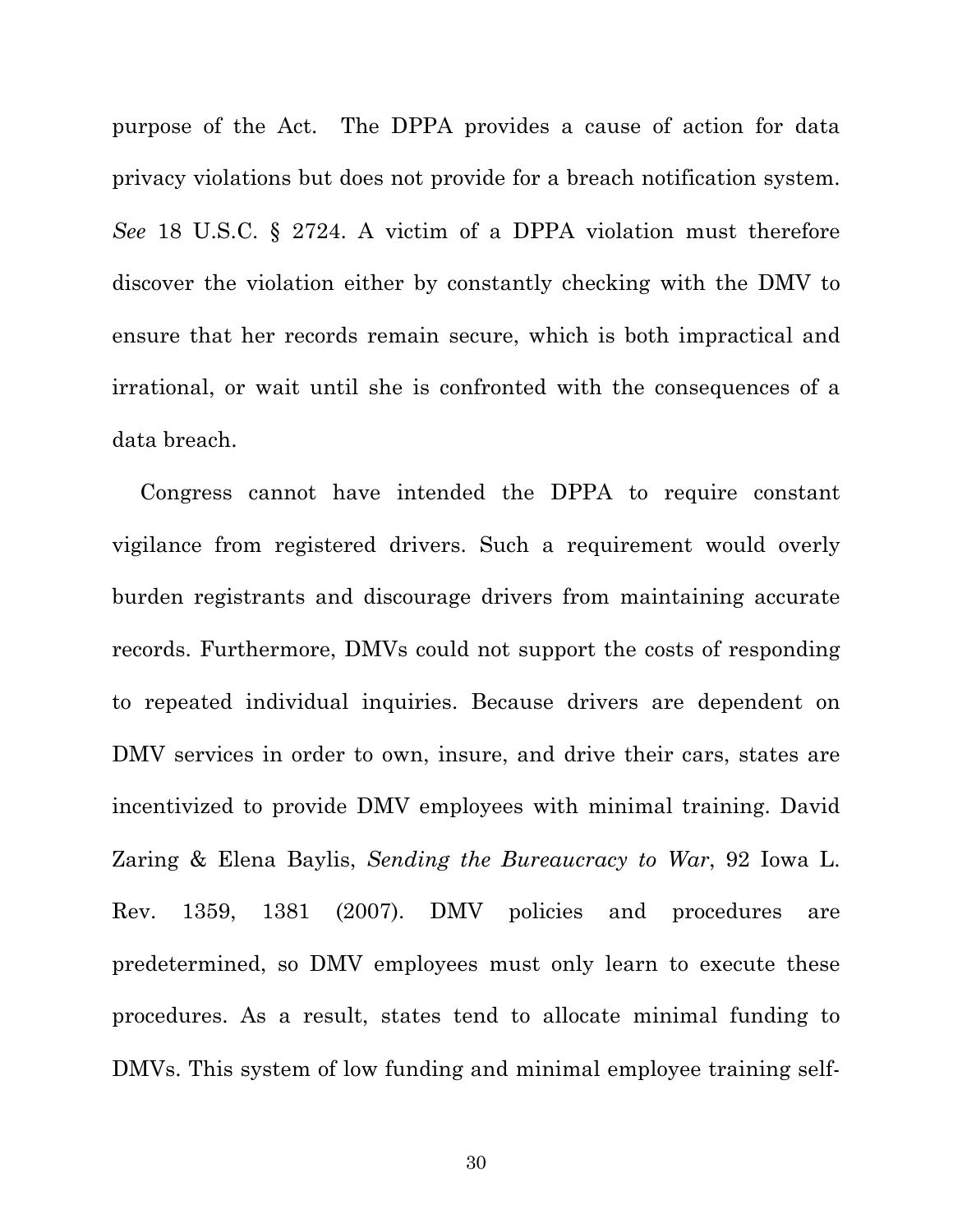purpose of the Act. The DPPA provides a cause of action for data privacy violations but does not provide for a breach notification system. *See* 18 U.S.C. § 2724. A victim of a DPPA violation must therefore discover the violation either by constantly checking with the DMV to ensure that her records remain secure, which is both impractical and irrational, or wait until she is confronted with the consequences of a data breach.

Congress cannot have intended the DPPA to require constant vigilance from registered drivers. Such a requirement would overly burden registrants and discourage drivers from maintaining accurate records. Furthermore, DMVs could not support the costs of responding to repeated individual inquiries. Because drivers are dependent on DMV services in order to own, insure, and drive their cars, states are incentivized to provide DMV employees with minimal training. David Zaring & Elena Baylis, *Sending the Bureaucracy to War*, 92 Iowa L. Rev. 1359, 1381 (2007). DMV policies and procedures are predetermined, so DMV employees must only learn to execute these procedures. As a result, states tend to allocate minimal funding to DMVs. This system of low funding and minimal employee training self-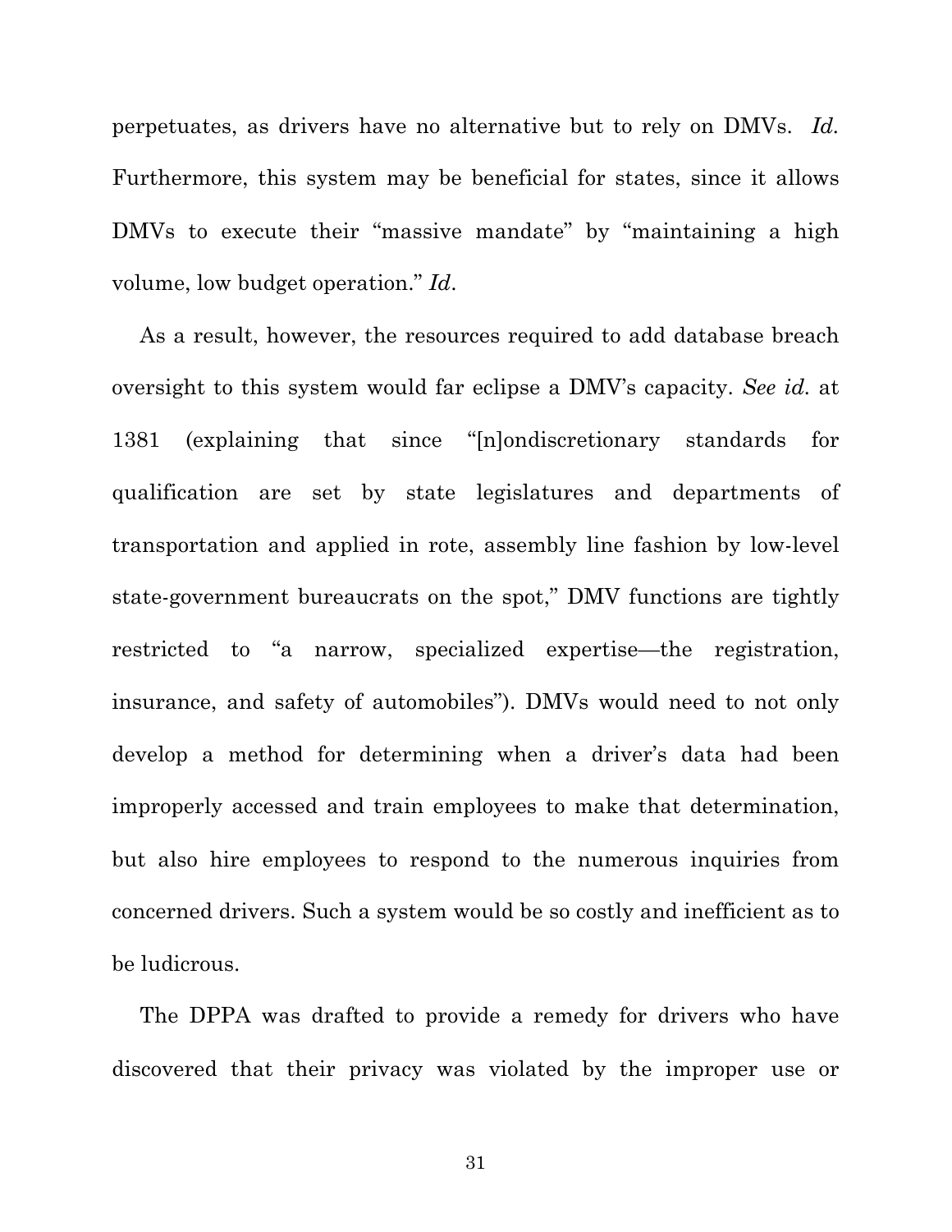perpetuates, as drivers have no alternative but to rely on DMVs. *Id.* Furthermore, this system may be beneficial for states, since it allows DMVs to execute their "massive mandate" by "maintaining a high volume, low budget operation." *Id*.

As a result, however, the resources required to add database breach oversight to this system would far eclipse a DMV's capacity. *See id.* at 1381 (explaining that since "[n]ondiscretionary standards for qualification are set by state legislatures and departments of transportation and applied in rote, assembly line fashion by low-level state-government bureaucrats on the spot," DMV functions are tightly restricted to "a narrow, specialized expertise—the registration, insurance, and safety of automobiles"). DMVs would need to not only develop a method for determining when a driver's data had been improperly accessed and train employees to make that determination, but also hire employees to respond to the numerous inquiries from concerned drivers. Such a system would be so costly and inefficient as to be ludicrous.

The DPPA was drafted to provide a remedy for drivers who have discovered that their privacy was violated by the improper use or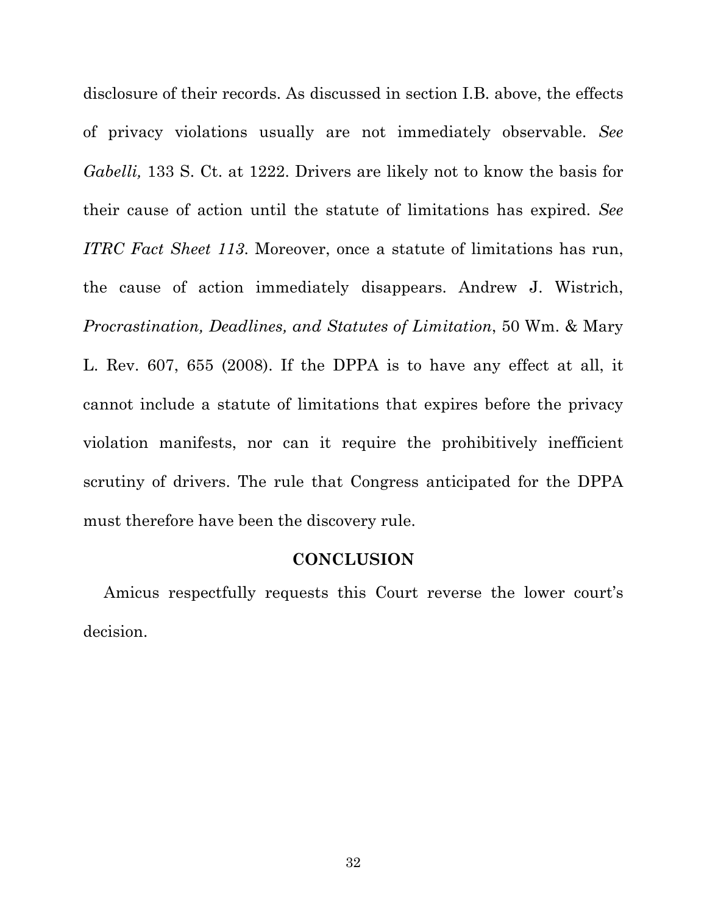disclosure of their records. As discussed in section I.B. above, the effects of privacy violations usually are not immediately observable. *See Gabelli,* 133 S. Ct. at 1222. Drivers are likely not to know the basis for their cause of action until the statute of limitations has expired. *See ITRC Fact Sheet 113*. Moreover, once a statute of limitations has run, the cause of action immediately disappears. Andrew J. Wistrich, *Procrastination, Deadlines, and Statutes of Limitation*, 50 Wm. & Mary L. Rev. 607, 655 (2008). If the DPPA is to have any effect at all, it cannot include a statute of limitations that expires before the privacy violation manifests, nor can it require the prohibitively inefficient scrutiny of drivers. The rule that Congress anticipated for the DPPA must therefore have been the discovery rule.

## CONCLUSION

Amicus respectfully requests this Court reverse the lower court's decision.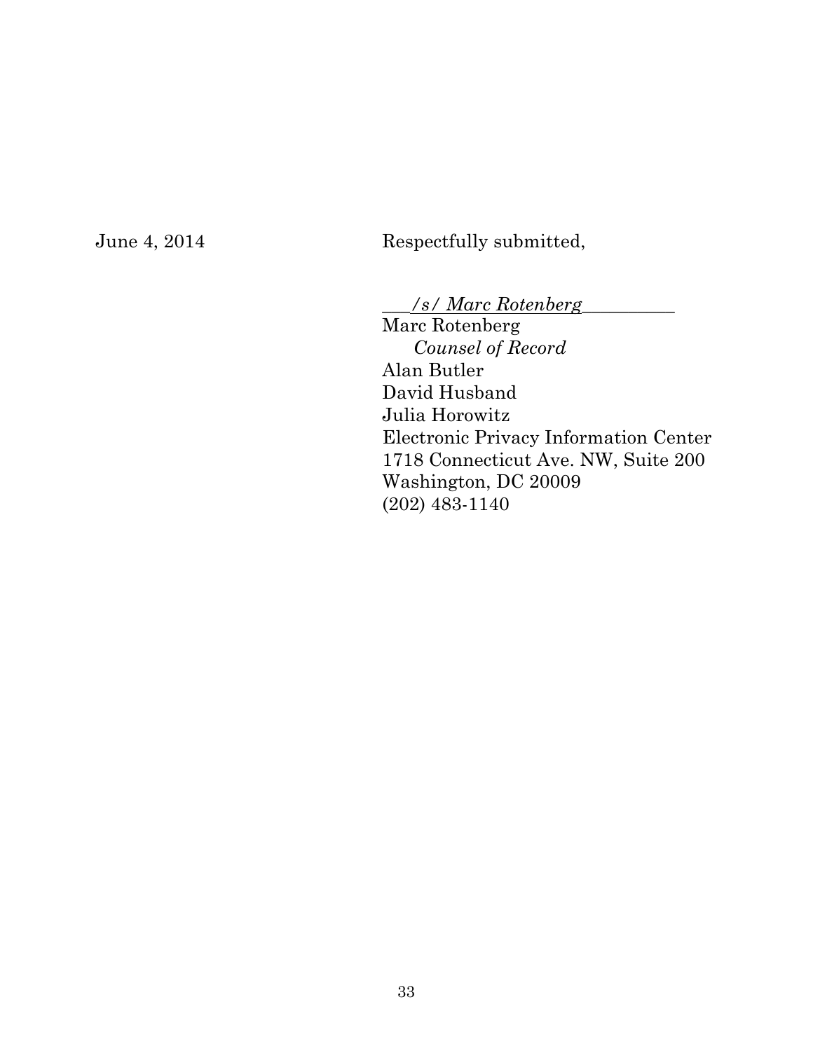June 4, 2014

Respectfully submitted,

___*/s/ Marc Rotenberg*__________
Marc Rotenberg
*Counsel of Record*
Alan Butler
David Husband
Julia Horowitz
Electronic Privacy Information Center
1718 Connecticut Ave. NW, Suite 200
Washington, DC 20009
(202) 483-1140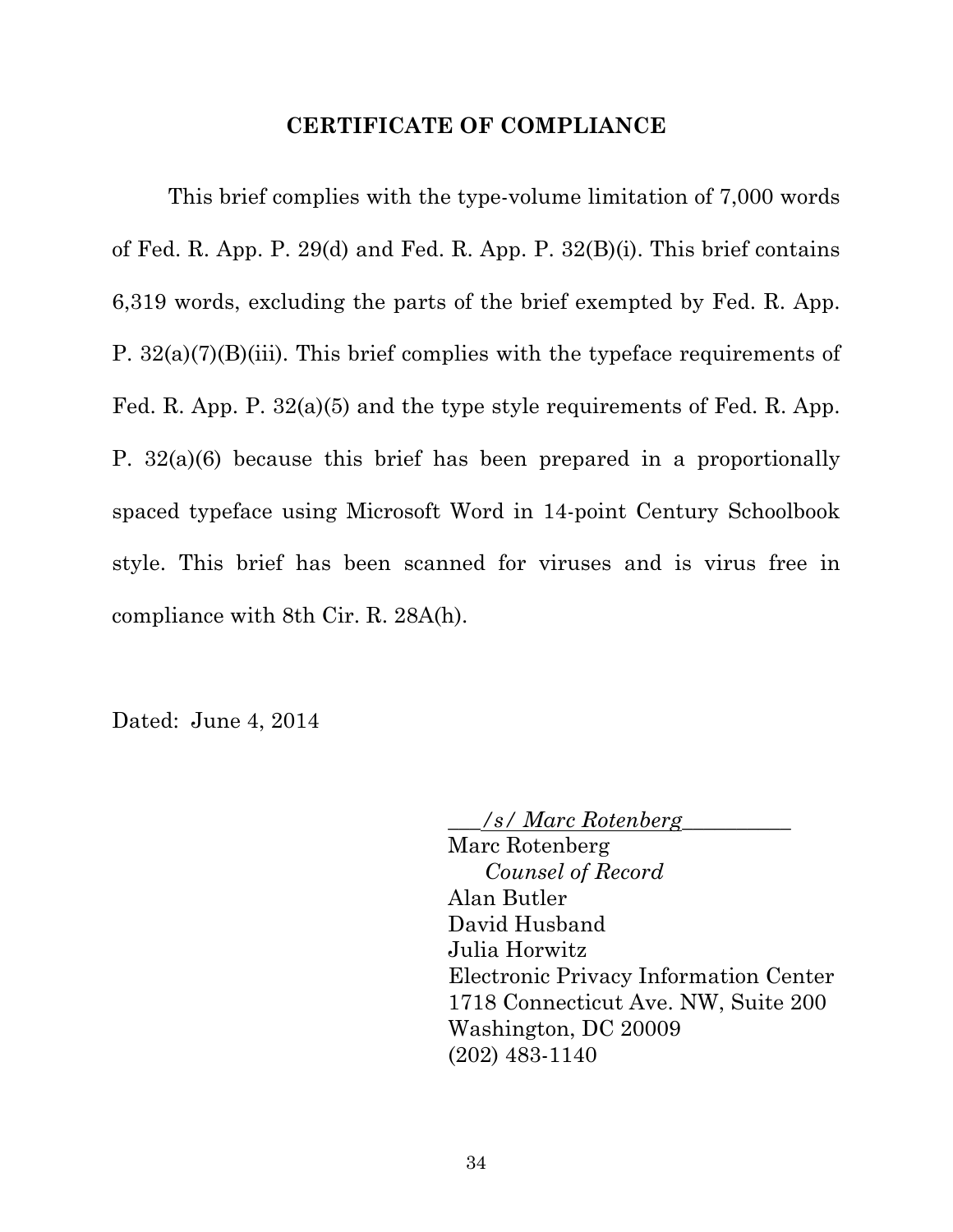## CERTIFICATE OF COMPLIANCE

This brief complies with the type-volume limitation of 7,000 words of Fed. R. App. P. 29(d) and Fed. R. App. P. 32(B)(i). This brief contains 6,319 words, excluding the parts of the brief exempted by Fed. R. App. P. 32(a)(7)(B)(iii). This brief complies with the typeface requirements of Fed. R. App. P. 32(a)(5) and the type style requirements of Fed. R. App. P. 32(a)(6) because this brief has been prepared in a proportionally spaced typeface using Microsoft Word in 14-point Century Schoolbook style. This brief has been scanned for viruses and is virus free in compliance with 8th Cir. R. 28A(h).

Dated: June 4, 2014

*/s/ Marc Rotenberg*
Marc Rotenberg
*Counsel of Record*
Alan Butler
David Husband
Julia Horwitz
Electronic Privacy Information Center
1718 Connecticut Ave. NW, Suite 200
Washington, DC 20009
(202) 483-1140